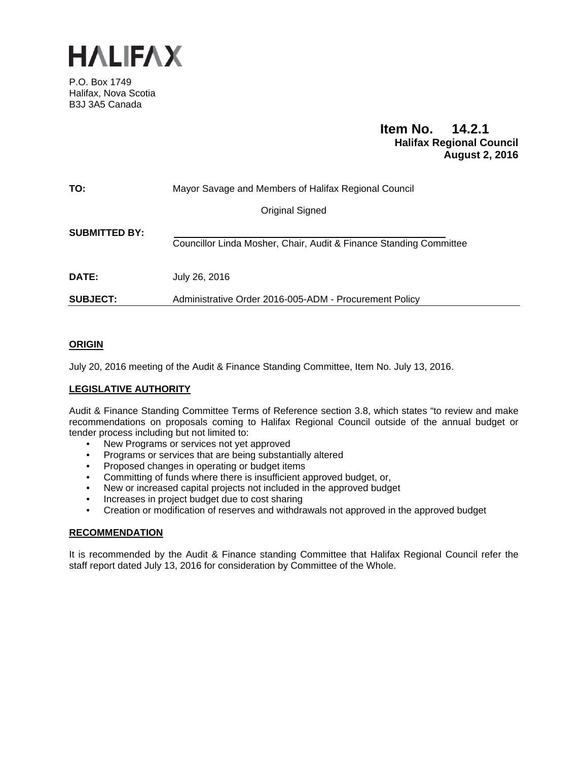# HALIFAX

P.O. Box 1749
Halifax, Nova Scotia
B3J 3A5 Canada

**Item No. 14.2.1**
**Halifax Regional Council**
**August 2, 2016**

| | |
|---|---|
| **TO:** | Mayor Savage and Members of Halifax Regional Council |
| | Original Signed |
| **SUBMITTED BY:** | Councillor Linda Mosher, Chair, Audit & Finance Standing Committee |
| **DATE:** | July 26, 2016 |
| **SUBJECT:** | Administrative Order 2016-005-ADM - Procurement Policy |

## ORIGIN

July 20, 2016 meeting of the Audit & Finance Standing Committee, Item No. July 13, 2016.

## LEGISLATIVE AUTHORITY

Audit & Finance Standing Committee Terms of Reference section 3.8, which states "to review and make recommendations on proposals coming to Halifax Regional Council outside of the annual budget or tender process including but not limited to:

- New Programs or services not yet approved
- Programs or services that are being substantially altered
- Proposed changes in operating or budget items
- Committing of funds where there is insufficient approved budget, or,
- New or increased capital projects not included in the approved budget
- Increases in project budget due to cost sharing
- Creation or modification of reserves and withdrawals not approved in the approved budget

## RECOMMENDATION

It is recommended by the Audit & Finance standing Committee that Halifax Regional Council refer the staff report dated July 13, 2016 for consideration by Committee of the Whole.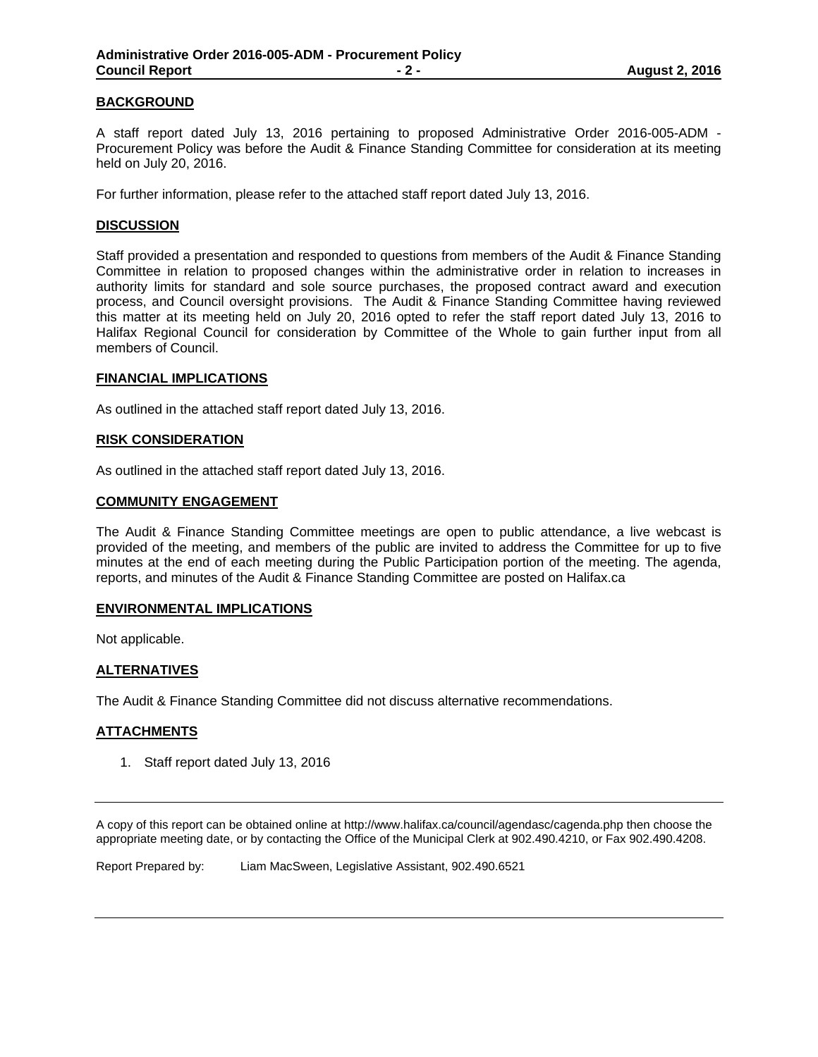## BACKGROUND

A staff report dated July 13, 2016 pertaining to proposed Administrative Order 2016-005-ADM - Procurement Policy was before the Audit & Finance Standing Committee for consideration at its meeting held on July 20, 2016.

For further information, please refer to the attached staff report dated July 13, 2016.

## DISCUSSION

Staff provided a presentation and responded to questions from members of the Audit & Finance Standing Committee in relation to proposed changes within the administrative order in relation to increases in authority limits for standard and sole source purchases, the proposed contract award and execution process, and Council oversight provisions. The Audit & Finance Standing Committee having reviewed this matter at its meeting held on July 20, 2016 opted to refer the staff report dated July 13, 2016 to Halifax Regional Council for consideration by Committee of the Whole to gain further input from all members of Council.

## FINANCIAL IMPLICATIONS

As outlined in the attached staff report dated July 13, 2016.

## RISK CONSIDERATION

As outlined in the attached staff report dated July 13, 2016.

## COMMUNITY ENGAGEMENT

The Audit & Finance Standing Committee meetings are open to public attendance, a live webcast is provided of the meeting, and members of the public are invited to address the Committee for up to five minutes at the end of each meeting during the Public Participation portion of the meeting. The agenda, reports, and minutes of the Audit & Finance Standing Committee are posted on Halifax.ca

## ENVIRONMENTAL IMPLICATIONS

Not applicable.

## ALTERNATIVES

The Audit & Finance Standing Committee did not discuss alternative recommendations.

## ATTACHMENTS

1. Staff report dated July 13, 2016

---

A copy of this report can be obtained online at http://www.halifax.ca/council/agendasc/cagenda.php then choose the appropriate meeting date, or by contacting the Office of the Municipal Clerk at 902.490.4210, or Fax 902.490.4208.

Report Prepared by: Liam MacSween, Legislative Assistant, 902.490.6521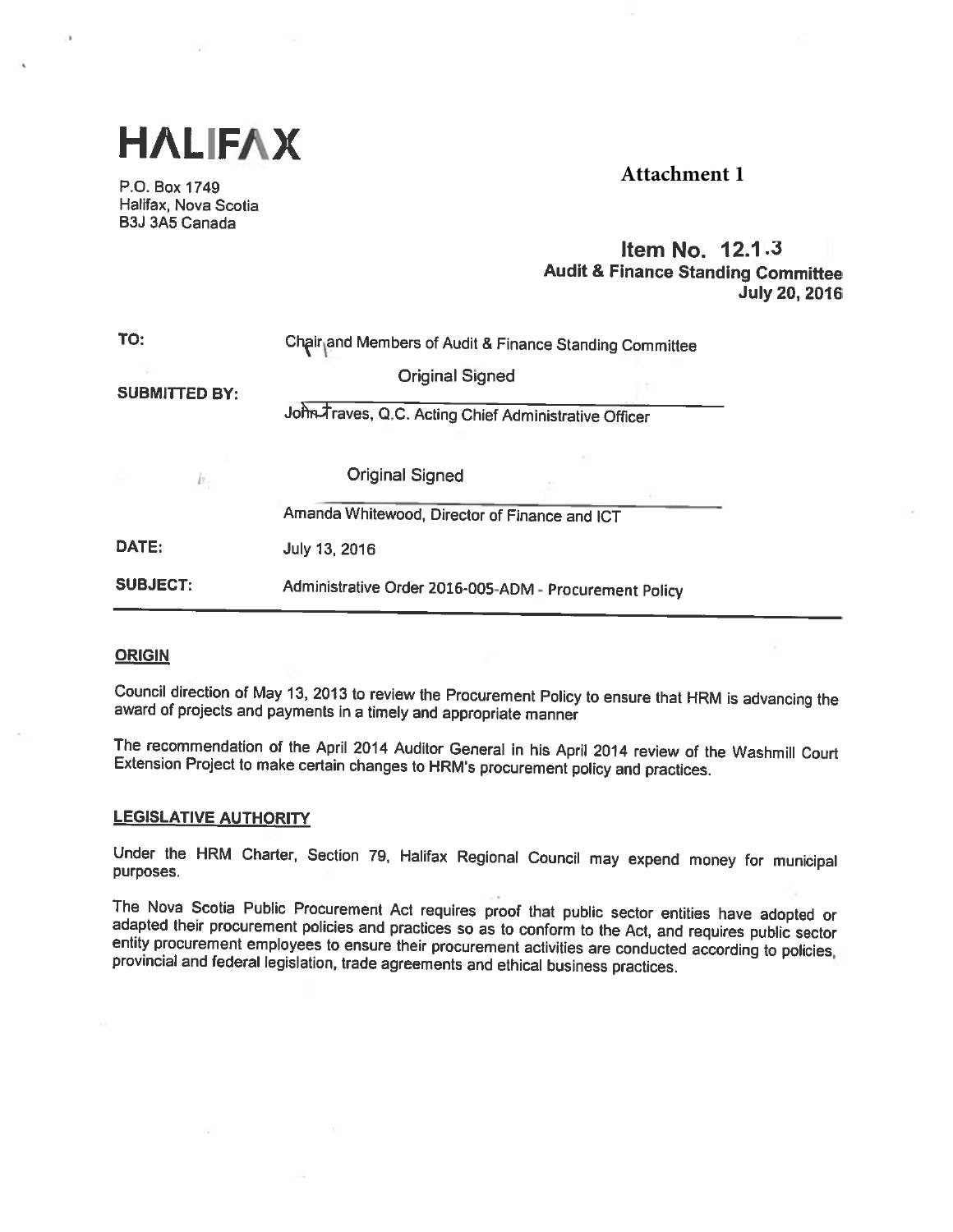# HALIFAX

P.O. Box 1749
Halifax, Nova Scotia
B3J 3A5 Canada

**Attachment 1**

**Item No. 12.1.3**
**Audit & Finance Standing Committee**
**July 20, 2016**

| | |
|---|---|
| **TO:** | Chair and Members of Audit & Finance Standing Committee |
| **SUBMITTED BY:** | Original Signed<br>John Traves, Q.C. Acting Chief Administrative Officer |
| | Original Signed<br>Amanda Whitewood, Director of Finance and ICT |
| **DATE:** | July 13, 2016 |
| **SUBJECT:** | Administrative Order 2016-005-ADM - Procurement Policy |

## ORIGIN

Council direction of May 13, 2013 to review the Procurement Policy to ensure that HRM is advancing the award of projects and payments in a timely and appropriate manner

The recommendation of the April 2014 Auditor General in his April 2014 review of the Washmill Court Extension Project to make certain changes to HRM's procurement policy and practices.

## LEGISLATIVE AUTHORITY

Under the HRM Charter, Section 79, Halifax Regional Council may expend money for municipal purposes.

The Nova Scotia Public Procurement Act requires proof that public sector entities have adopted or adapted their procurement policies and practices so as to conform to the Act, and requires public sector entity procurement employees to ensure their procurement activities are conducted according to policies, provincial and federal legislation, trade agreements and ethical business practices.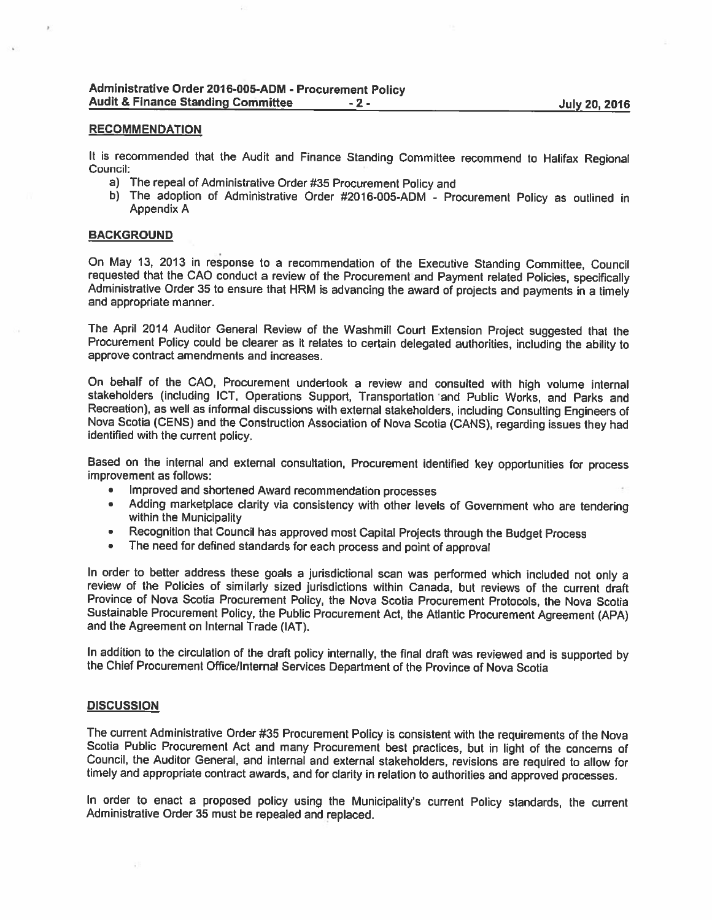## RECOMMENDATION

It is recommended that the Audit and Finance Standing Committee recommend to Halifax Regional Council:

a) The repeal of Administrative Order #35 Procurement Policy and
b) The adoption of Administrative Order #2016-005-ADM - Procurement Policy as outlined in Appendix A

## BACKGROUND

On May 13, 2013 in response to a recommendation of the Executive Standing Committee, Council requested that the CAO conduct a review of the Procurement and Payment related Policies, specifically Administrative Order 35 to ensure that HRM is advancing the award of projects and payments in a timely and appropriate manner.

The April 2014 Auditor General Review of the Washmill Court Extension Project suggested that the Procurement Policy could be clearer as it relates to certain delegated authorities, including the ability to approve contract amendments and increases.

On behalf of the CAO, Procurement undertook a review and consulted with high volume internal stakeholders (including ICT, Operations Support, Transportation and Public Works, and Parks and Recreation), as well as informal discussions with external stakeholders, including Consulting Engineers of Nova Scotia (CENS) and the Construction Association of Nova Scotia (CANS), regarding issues they had identified with the current policy.

Based on the internal and external consultation, Procurement identified key opportunities for process improvement as follows:

- Improved and shortened Award recommendation processes
- Adding marketplace clarity via consistency with other levels of Government who are tendering within the Municipality
- Recognition that Council has approved most Capital Projects through the Budget Process
- The need for defined standards for each process and point of approval

In order to better address these goals a jurisdictional scan was performed which included not only a review of the Policies of similarly sized jurisdictions within Canada, but reviews of the current draft Province of Nova Scotia Procurement Policy, the Nova Scotia Procurement Protocols, the Nova Scotia Sustainable Procurement Policy, the Public Procurement Act, the Atlantic Procurement Agreement (APA) and the Agreement on Internal Trade (IAT).

In addition to the circulation of the draft policy internally, the final draft was reviewed and is supported by the Chief Procurement Office/Internal Services Department of the Province of Nova Scotia

## DISCUSSION

The current Administrative Order #35 Procurement Policy is consistent with the requirements of the Nova Scotia Public Procurement Act and many Procurement best practices, but in light of the concerns of Council, the Auditor General, and internal and external stakeholders, revisions are required to allow for timely and appropriate contract awards, and for clarity in relation to authorities and approved processes.

In order to enact a proposed policy using the Municipality's current Policy standards, the current Administrative Order 35 must be repealed and replaced.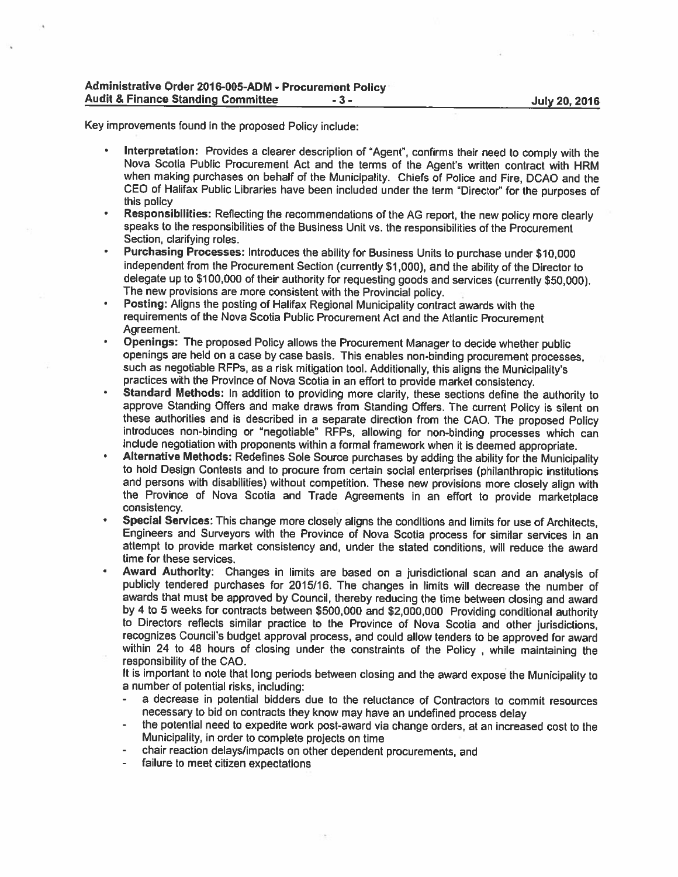Key improvements found in the proposed Policy include:

- **Interpretation:** Provides a clearer description of "Agent", confirms their need to comply with the Nova Scotia Public Procurement Act and the terms of the Agent's written contract with HRM when making purchases on behalf of the Municipality. Chiefs of Police and Fire, DCAO and the CEO of Halifax Public Libraries have been included under the term "Director" for the purposes of this policy
- **Responsibilities:** Reflecting the recommendations of the AG report, the new policy more clearly speaks to the responsibilities of the Business Unit vs. the responsibilities of the Procurement Section, clarifying roles.
- **Purchasing Processes:** Introduces the ability for Business Units to purchase under $10,000 independent from the Procurement Section (currently $1,000), and the ability of the Director to delegate up to $100,000 of their authority for requesting goods and services (currently $50,000). The new provisions are more consistent with the Provincial policy.
- **Posting:** Aligns the posting of Halifax Regional Municipality contract awards with the requirements of the Nova Scotia Public Procurement Act and the Atlantic Procurement Agreement.
- **Openings:** The proposed Policy allows the Procurement Manager to decide whether public openings are held on a case by case basis. This enables non-binding procurement processes, such as negotiable RFPs, as a risk mitigation tool. Additionally, this aligns the Municipality's practices with the Province of Nova Scotia in an effort to provide market consistency.
- **Standard Methods:** In addition to providing more clarity, these sections define the authority to approve Standing Offers and make draws from Standing Offers. The current Policy is silent on these authorities and is described in a separate direction from the CAO. The proposed Policy introduces non-binding or "negotiable" RFPs, allowing for non-binding processes which can include negotiation with proponents within a formal framework when it is deemed appropriate.
- **Alternative Methods:** Redefines Sole Source purchases by adding the ability for the Municipality to hold Design Contests and to procure from certain social enterprises (philanthropic institutions and persons with disabilities) without competition. These new provisions more closely align with the Province of Nova Scotia and Trade Agreements in an effort to provide marketplace consistency.
- **Special Services:** This change more closely aligns the conditions and limits for use of Architects, Engineers and Surveyors with the Province of Nova Scotia process for similar services in an attempt to provide market consistency and, under the stated conditions, will reduce the award time for these services.
- **Award Authority**: Changes in limits are based on a jurisdictional scan and an analysis of publicly tendered purchases for 2015/16. The changes in limits will decrease the number of awards that must be approved by Council, thereby reducing the time between closing and award by 4 to 5 weeks for contracts between $500,000 and $2,000,000 Providing conditional authority to Directors reflects similar practice to the Province of Nova Scotia and other jurisdictions, recognizes Council's budget approval process, and could allow tenders to be approved for award within 24 to 48 hours of closing under the constraints of the Policy , while maintaining the responsibility of the CAO.

  It is important to note that long periods between closing and the award expose the Municipality to a number of potential risks, including:

  - a decrease in potential bidders due to the reluctance of Contractors to commit resources necessary to bid on contracts they know may have an undefined process delay
  - the potential need to expedite work post-award via change orders, at an increased cost to the Municipality, in order to complete projects on time
  - chair reaction delays/impacts on other dependent procurements, and
  - failure to meet citizen expectations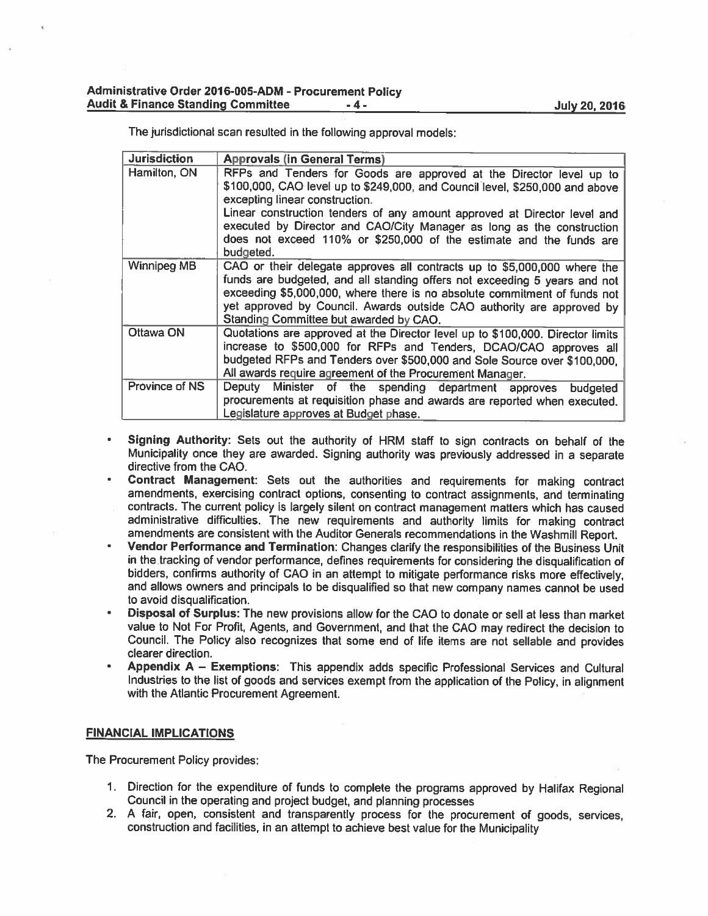The jurisdictional scan resulted in the following approval models:

| Jurisdiction | Approvals (in General Terms) |
|---|---|
| Hamilton, ON | RFPs and Tenders for Goods are approved at the Director level up to \$100,000, CAO level up to \$249,000, and Council level, \$250,000 and above excepting linear construction.<br>Linear construction tenders of any amount approved at Director level and executed by Director and CAO/City Manager as long as the construction does not exceed 110% or \$250,000 of the estimate and the funds are budgeted. |
| Winnipeg MB | CAO or their delegate approves all contracts up to \$5,000,000 where the funds are budgeted, and all standing offers not exceeding 5 years and not exceeding \$5,000,000, where there is no absolute commitment of funds not yet approved by Council. Awards outside CAO authority are approved by Standing Committee but awarded by CAO. |
| Ottawa ON | Quotations are approved at the Director level up to \$100,000. Director limits increase to \$500,000 for RFPs and Tenders, DCAO/CAO approves all budgeted RFPs and Tenders over \$500,000 and Sole Source over \$100,000. All awards require agreement of the Procurement Manager. |
| Province of NS | Deputy Minister of the spending department approves budgeted procurements at requisition phase and awards are reported when executed. Legislature approves at Budget phase. |

- **Signing Authority:** Sets out the authority of HRM staff to sign contracts on behalf of the Municipality once they are awarded. Signing authority was previously addressed in a separate directive from the CAO.
- **Contract Management:** Sets out the authorities and requirements for making contract amendments, exercising contract options, consenting to contract assignments, and terminating contracts. The current policy is largely silent on contract management matters which has caused administrative difficulties. The new requirements and authority limits for making contract amendments are consistent with the Auditor Generals recommendations in the Washmill Report.
- **Vendor Performance and Termination:** Changes clarify the responsibilities of the Business Unit in the tracking of vendor performance, defines requirements for considering the disqualification of bidders, confirms authority of CAO in an attempt to mitigate performance risks more effectively, and allows owners and principals to be disqualified so that new company names cannot be used to avoid disqualification.
- **Disposal of Surplus:** The new provisions allow for the CAO to donate or sell at less than market value to Not For Profit, Agents, and Government, and that the CAO may redirect the decision to Council. The Policy also recognizes that some end of life items are not sellable and provides clearer direction.
- **Appendix A – Exemptions:** This appendix adds specific Professional Services and Cultural Industries to the list of goods and services exempt from the application of the Policy, in alignment with the Atlantic Procurement Agreement.

## FINANCIAL IMPLICATIONS

The Procurement Policy provides:

1. Direction for the expenditure of funds to complete the programs approved by Halifax Regional Council in the operating and project budget, and planning processes
2. A fair, open, consistent and transparently process for the procurement of goods, services, construction and facilities, in an attempt to achieve best value for the Municipality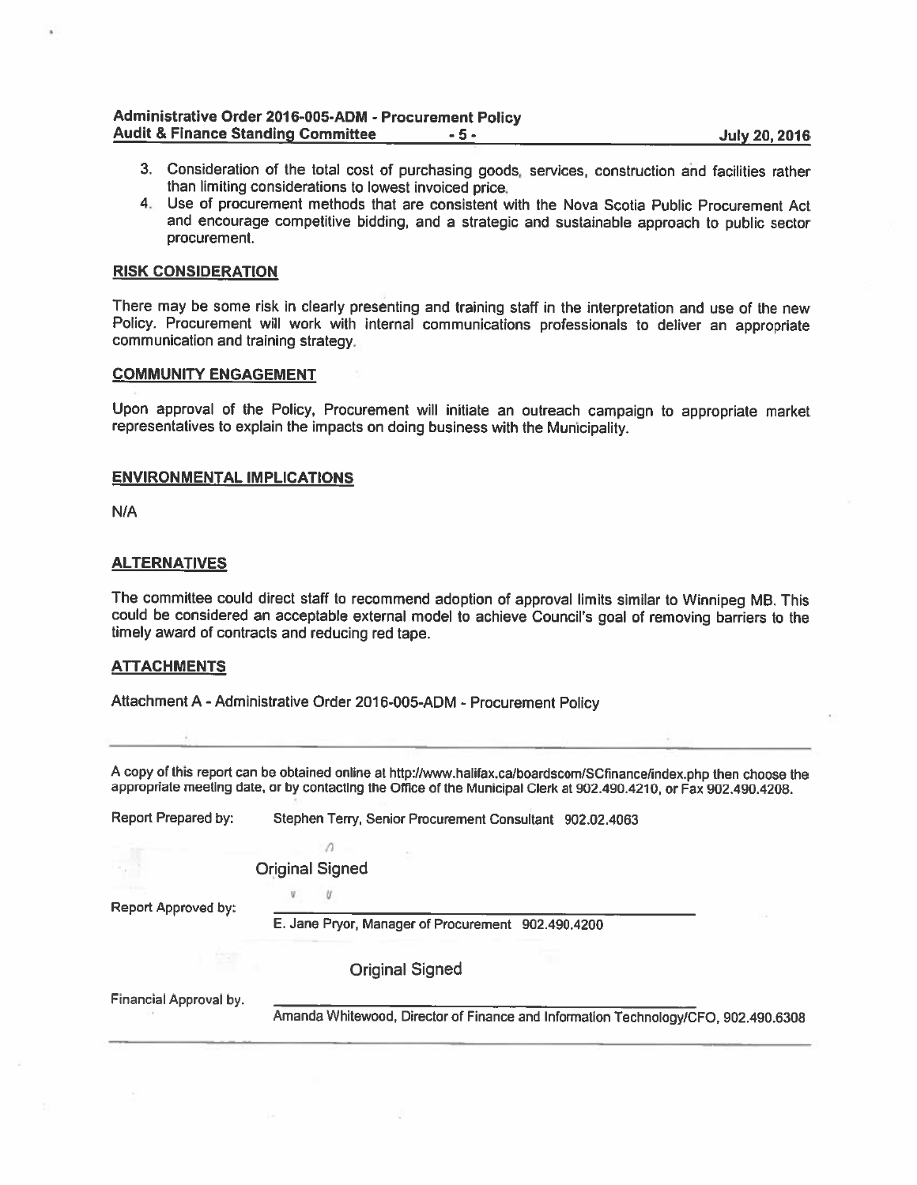3. Consideration of the total cost of purchasing goods, services, construction and facilities rather than limiting considerations to lowest invoiced price.
4. Use of procurement methods that are consistent with the Nova Scotia Public Procurement Act and encourage competitive bidding, and a strategic and sustainable approach to public sector procurement.

## RISK CONSIDERATION

There may be some risk in clearly presenting and training staff in the interpretation and use of the new Policy. Procurement will work with internal communications professionals to deliver an appropriate communication and training strategy.

## COMMUNITY ENGAGEMENT

Upon approval of the Policy, Procurement will initiate an outreach campaign to appropriate market representatives to explain the impacts on doing business with the Municipality.

## ENVIRONMENTAL IMPLICATIONS

N/A

## ALTERNATIVES

The committee could direct staff to recommend adoption of approval limits similar to Winnipeg MB. This could be considered an acceptable external model to achieve Council's goal of removing barriers to the timely award of contracts and reducing red tape.

## ATTACHMENTS

Attachment A - Administrative Order 2016-005-ADM - Procurement Policy

---

A copy of this report can be obtained online at http://www.halifax.ca/boardscom/SCfinance/index.php then choose the appropriate meeting date, or by contacting the Office of the Municipal Clerk at 902.490.4210, or Fax 902.490.4208.

Report Prepared by: Stephen Terry, Senior Procurement Consultant 902.02.4063

Original Signed

Report Approved by: E. Jane Pryor, Manager of Procurement 902.490.4200

Original Signed

Financial Approval by. Amanda Whitewood, Director of Finance and Information Technology/CFO, 902.490.6308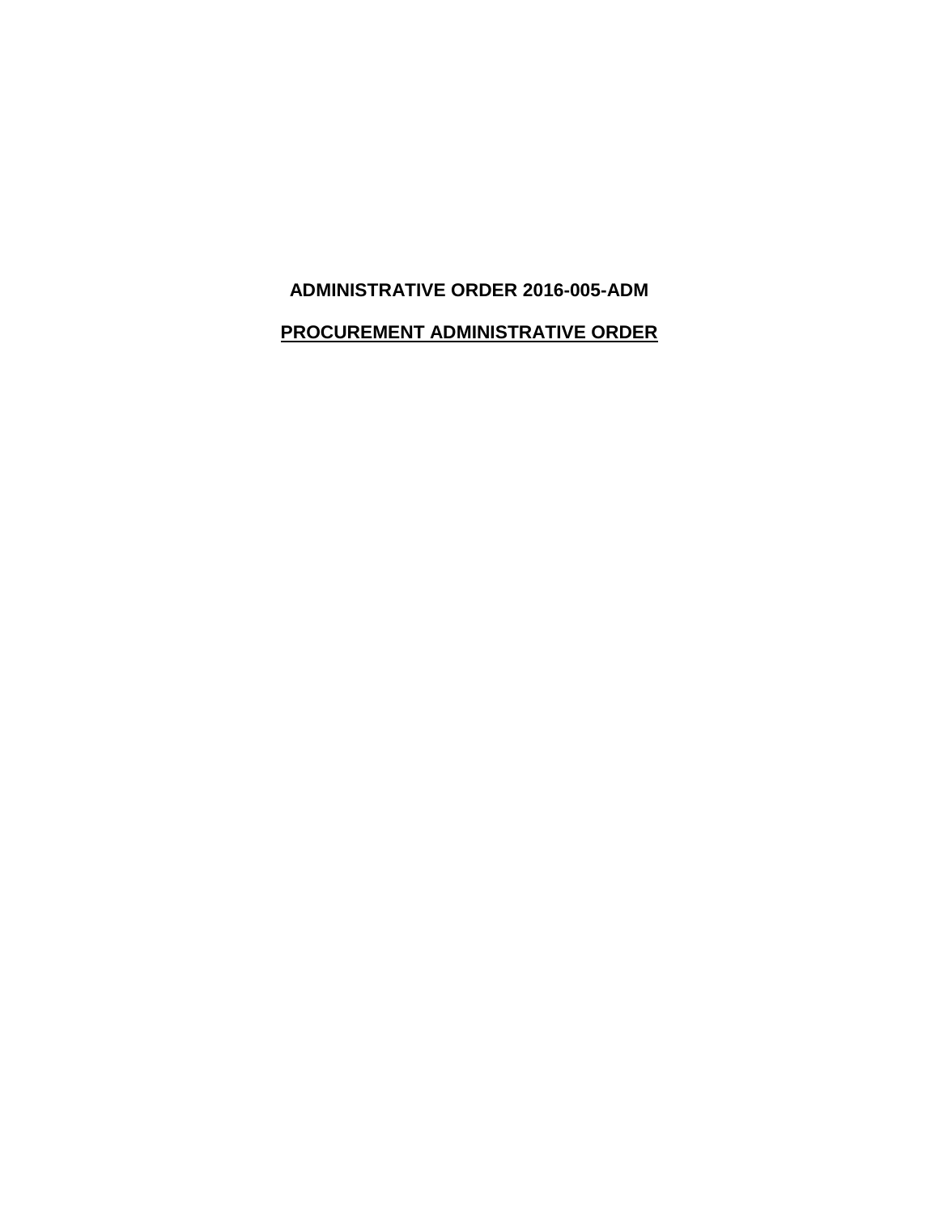**ADMINISTRATIVE ORDER 2016-005-ADM**

**<u>PROCUREMENT ADMINISTRATIVE ORDER</u>**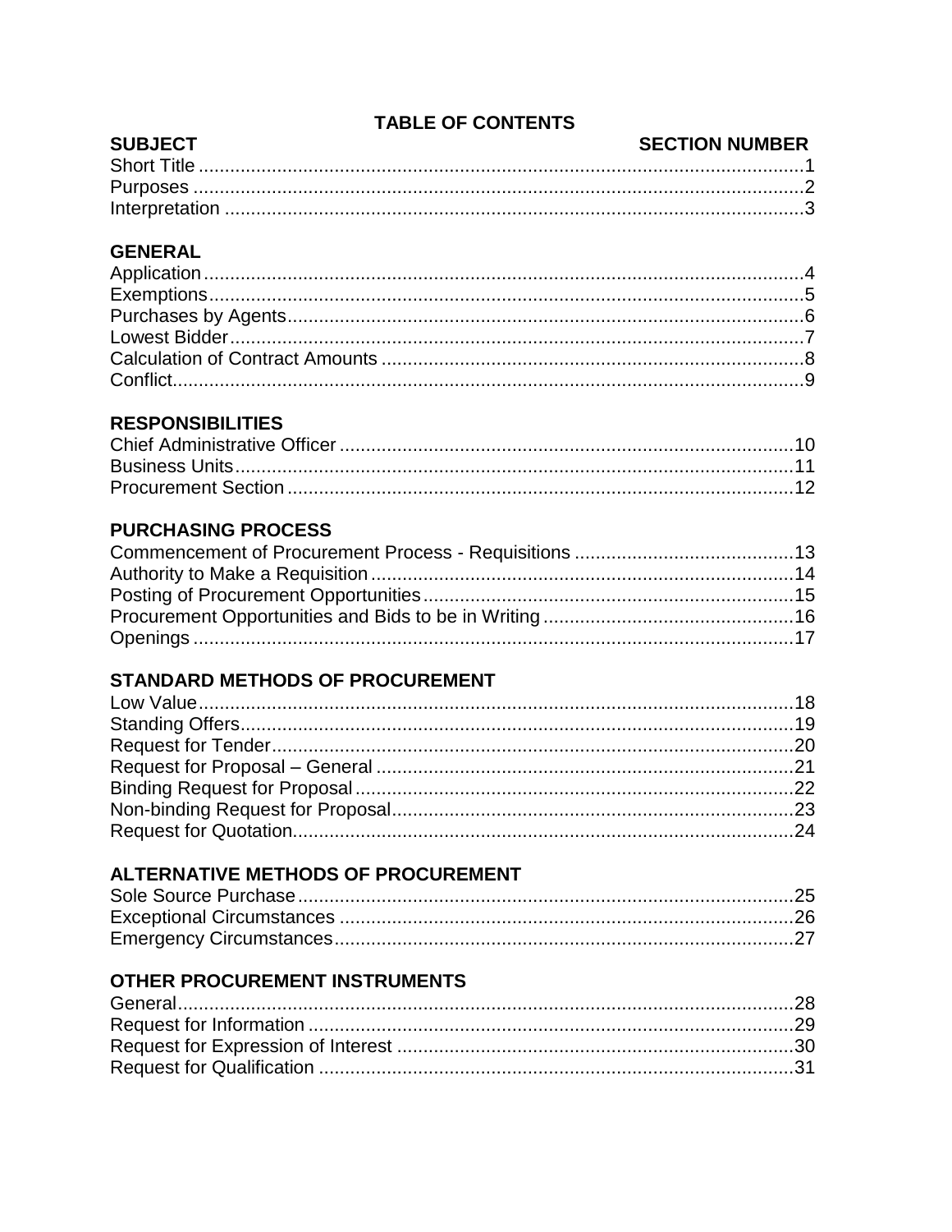## TABLE OF CONTENTS

| SUBJECT | SECTION NUMBER |
|---|---|
| Short Title | 1 |
| Purposes | 2 |
| Interpretation | 3 |
| **GENERAL** | |
| Application | 4 |
| Exemptions | 5 |
| Purchases by Agents | 6 |
| Lowest Bidder | 7 |
| Calculation of Contract Amounts | 8 |
| Conflict | 9 |
| **RESPONSIBILITIES** | |
| Chief Administrative Officer | 10 |
| Business Units | 11 |
| Procurement Section | 12 |
| **PURCHASING PROCESS** | |
| Commencement of Procurement Process - Requisitions | 13 |
| Authority to Make a Requisition | 14 |
| Posting of Procurement Opportunities | 15 |
| Procurement Opportunities and Bids to be in Writing | 16 |
| Openings | 17 |
| **STANDARD METHODS OF PROCUREMENT** | |
| Low Value | 18 |
| Standing Offers | 19 |
| Request for Tender | 20 |
| Request for Proposal – General | 21 |
| Binding Request for Proposal | 22 |
| Non-binding Request for Proposal | 23 |
| Request for Quotation | 24 |
| **ALTERNATIVE METHODS OF PROCUREMENT** | |
| Sole Source Purchase | 25 |
| Exceptional Circumstances | 26 |
| Emergency Circumstances | 27 |
| **OTHER PROCUREMENT INSTRUMENTS** | |
| General | 28 |
| Request for Information | 29 |
| Request for Expression of Interest | 30 |
| Request for Qualification | 31 |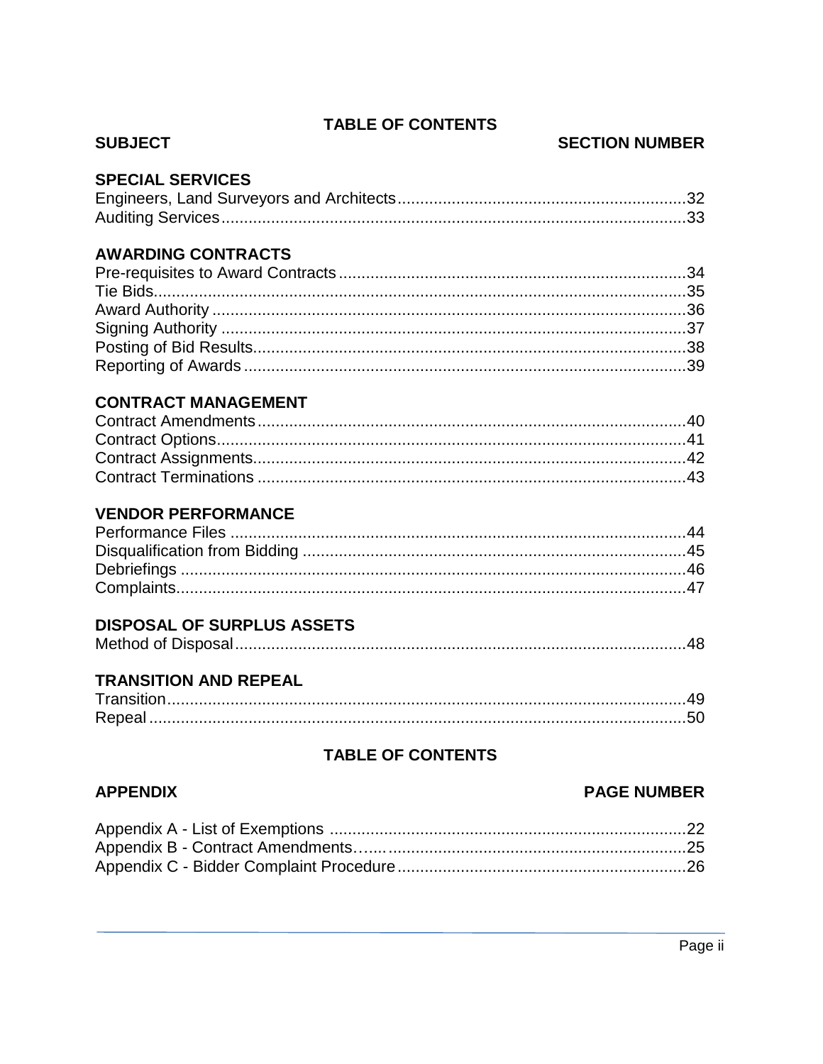## TABLE OF CONTENTS

| SUBJECT | SECTION NUMBER |
|---|---|
| **SPECIAL SERVICES** | |
| Engineers, Land Surveyors and Architects | 32 |
| Auditing Services | 33 |
| **AWARDING CONTRACTS** | |
| Pre-requisites to Award Contracts | 34 |
| Tie Bids | 35 |
| Award Authority | 36 |
| Signing Authority | 37 |
| Posting of Bid Results | 38 |
| Reporting of Awards | 39 |
| **CONTRACT MANAGEMENT** | |
| Contract Amendments | 40 |
| Contract Options | 41 |
| Contract Assignments | 42 |
| Contract Terminations | 43 |
| **VENDOR PERFORMANCE** | |
| Performance Files | 44 |
| Disqualification from Bidding | 45 |
| Debriefings | 46 |
| Complaints | 47 |
| **DISPOSAL OF SURPLUS ASSETS** | |
| Method of Disposal | 48 |
| **TRANSITION AND REPEAL** | |
| Transition | 49 |
| Repeal | 50 |

## TABLE OF CONTENTS

| APPENDIX | PAGE NUMBER |
|---|---|
| Appendix A - List of Exemptions | 22 |
| Appendix B - Contract Amendments | 25 |
| Appendix C - Bidder Complaint Procedure | 26 |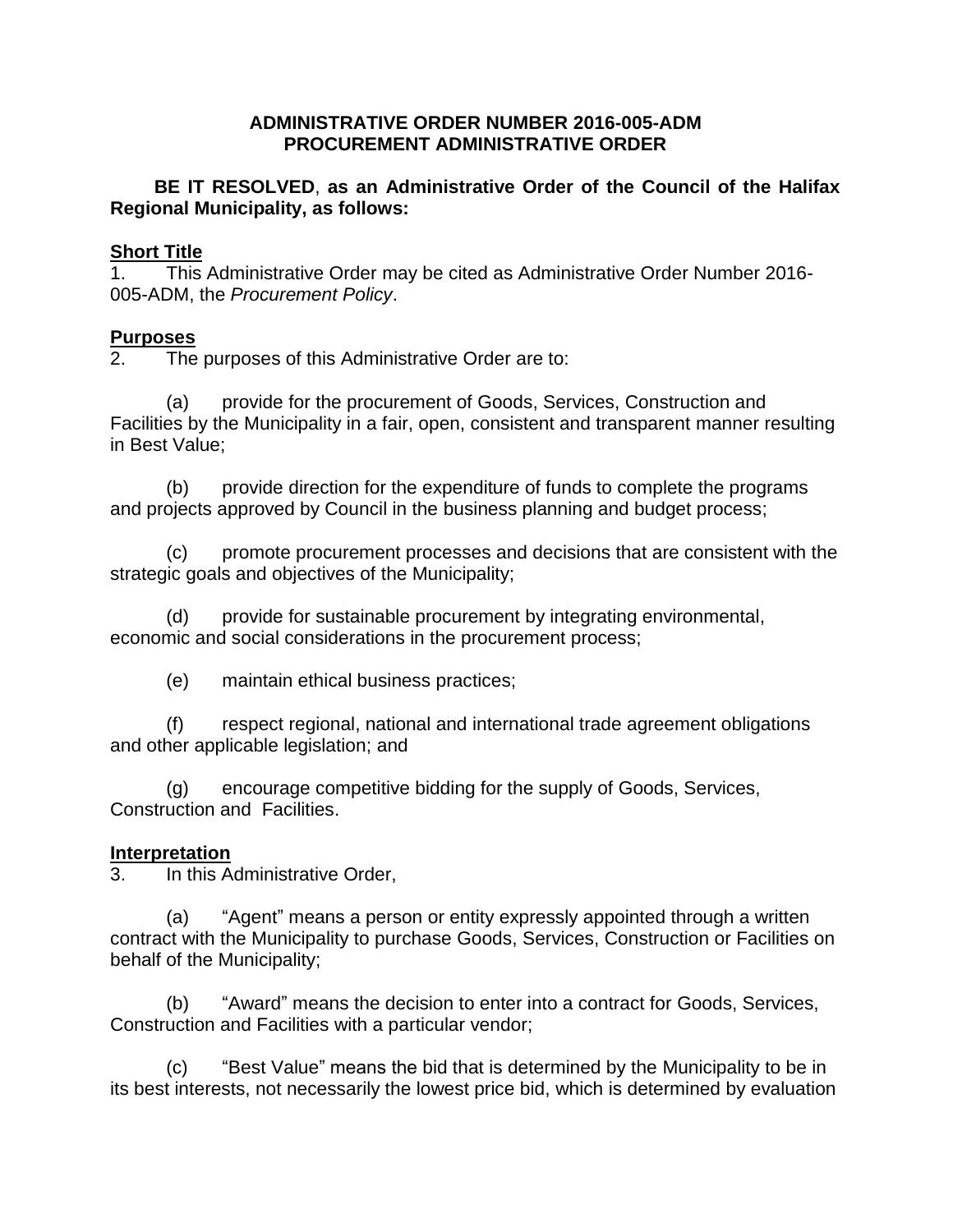**ADMINISTRATIVE ORDER NUMBER 2016-005-ADM**
**PROCUREMENT ADMINISTRATIVE ORDER**

**BE IT RESOLVED, as an Administrative Order of the Council of the Halifax Regional Municipality, as follows:**

## Short Title

1. This Administrative Order may be cited as Administrative Order Number 2016-005-ADM, the *Procurement Policy*.

## Purposes

2. The purposes of this Administrative Order are to:

(a) provide for the procurement of Goods, Services, Construction and Facilities by the Municipality in a fair, open, consistent and transparent manner resulting in Best Value;

(b) provide direction for the expenditure of funds to complete the programs and projects approved by Council in the business planning and budget process;

(c) promote procurement processes and decisions that are consistent with the strategic goals and objectives of the Municipality;

(d) provide for sustainable procurement by integrating environmental, economic and social considerations in the procurement process;

(e) maintain ethical business practices;

(f) respect regional, national and international trade agreement obligations and other applicable legislation; and

(g) encourage competitive bidding for the supply of Goods, Services, Construction and Facilities.

## Interpretation

3. In this Administrative Order,

(a) "Agent" means a person or entity expressly appointed through a written contract with the Municipality to purchase Goods, Services, Construction or Facilities on behalf of the Municipality;

(b) "Award" means the decision to enter into a contract for Goods, Services, Construction and Facilities with a particular vendor;

(c) "Best Value" means the bid that is determined by the Municipality to be in its best interests, not necessarily the lowest price bid, which is determined by evaluation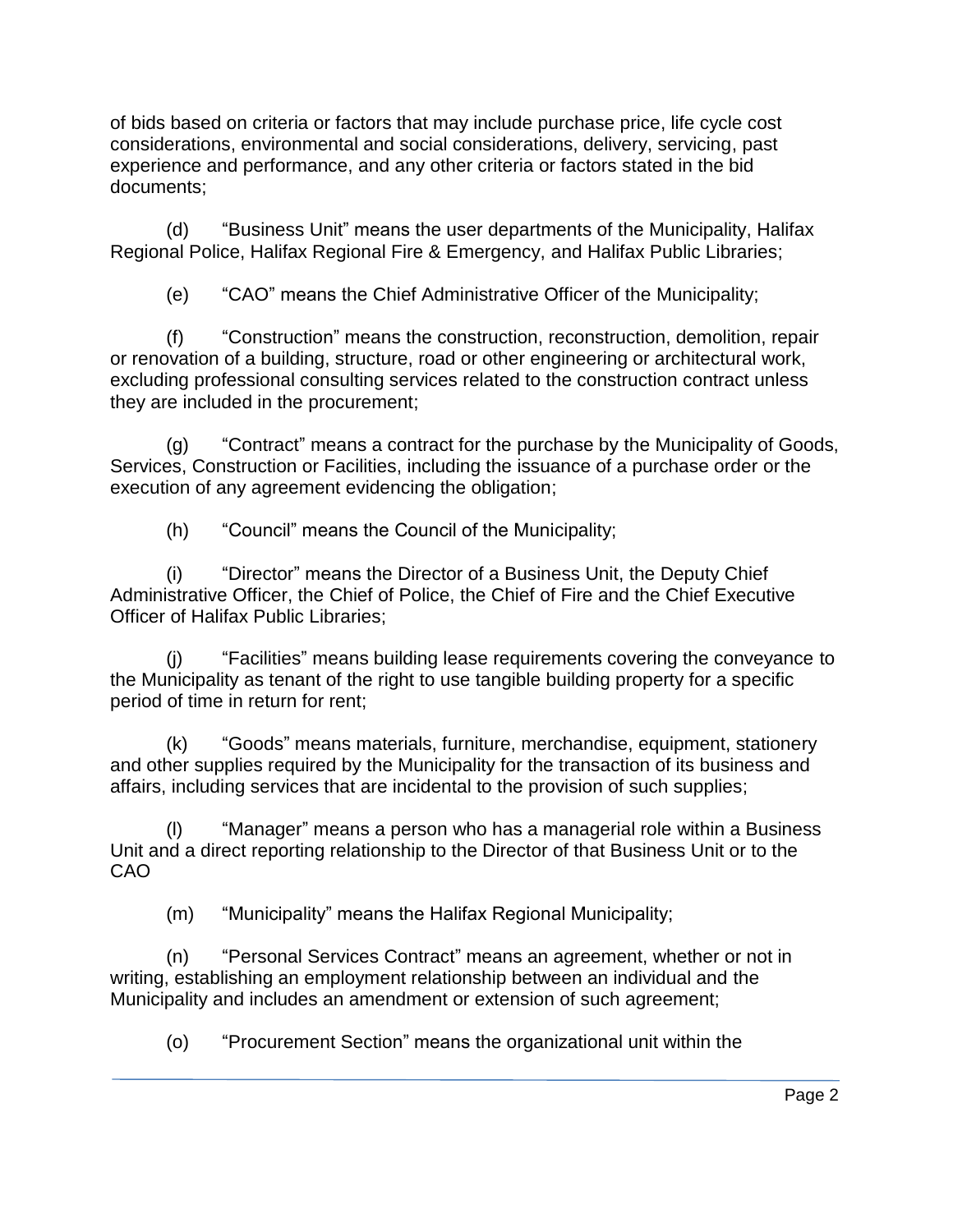of bids based on criteria or factors that may include purchase price, life cycle cost considerations, environmental and social considerations, delivery, servicing, past experience and performance, and any other criteria or factors stated in the bid documents;

(d) “Business Unit” means the user departments of the Municipality, Halifax Regional Police, Halifax Regional Fire & Emergency, and Halifax Public Libraries;

(e) “CAO” means the Chief Administrative Officer of the Municipality;

(f) “Construction” means the construction, reconstruction, demolition, repair or renovation of a building, structure, road or other engineering or architectural work, excluding professional consulting services related to the construction contract unless they are included in the procurement;

(g) “Contract” means a contract for the purchase by the Municipality of Goods, Services, Construction or Facilities, including the issuance of a purchase order or the execution of any agreement evidencing the obligation;

(h) “Council” means the Council of the Municipality;

(i) “Director” means the Director of a Business Unit, the Deputy Chief Administrative Officer, the Chief of Police, the Chief of Fire and the Chief Executive Officer of Halifax Public Libraries;

(j) “Facilities” means building lease requirements covering the conveyance to the Municipality as tenant of the right to use tangible building property for a specific period of time in return for rent;

(k) “Goods” means materials, furniture, merchandise, equipment, stationery and other supplies required by the Municipality for the transaction of its business and affairs, including services that are incidental to the provision of such supplies;

(l) “Manager” means a person who has a managerial role within a Business Unit and a direct reporting relationship to the Director of that Business Unit or to the CAO

(m) “Municipality” means the Halifax Regional Municipality;

(n) “Personal Services Contract” means an agreement, whether or not in writing, establishing an employment relationship between an individual and the Municipality and includes an amendment or extension of such agreement;

(o) “Procurement Section” means the organizational unit within the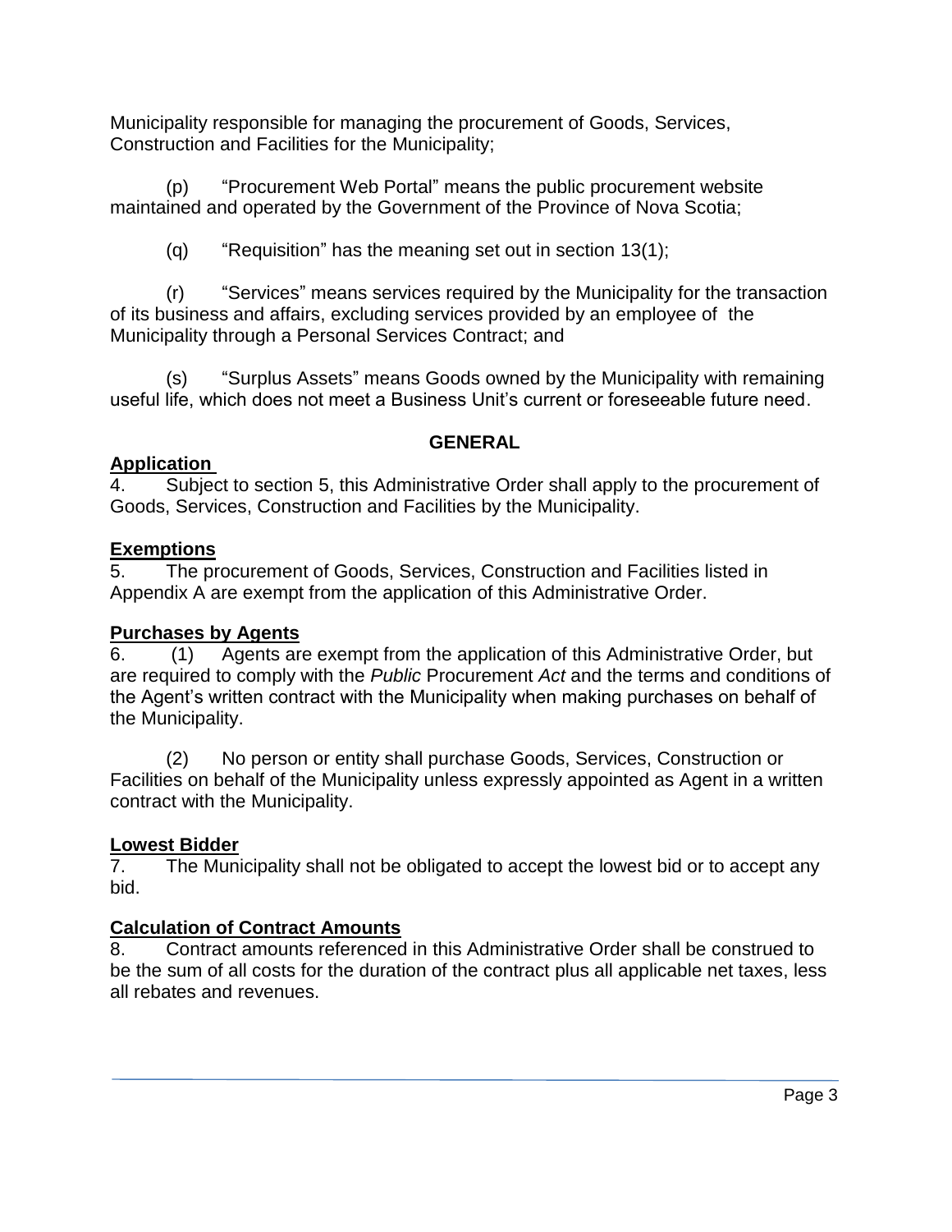Municipality responsible for managing the procurement of Goods, Services, Construction and Facilities for the Municipality;

(p) "Procurement Web Portal" means the public procurement website maintained and operated by the Government of the Province of Nova Scotia;

(q) "Requisition" has the meaning set out in section 13(1);

(r) "Services" means services required by the Municipality for the transaction of its business and affairs, excluding services provided by an employee of the Municipality through a Personal Services Contract; and

(s) "Surplus Assets" means Goods owned by the Municipality with remaining useful life, which does not meet a Business Unit's current or foreseeable future need.

## GENERAL

**Application**

4. Subject to section 5, this Administrative Order shall apply to the procurement of Goods, Services, Construction and Facilities by the Municipality.

**Exemptions**

5. The procurement of Goods, Services, Construction and Facilities listed in Appendix A are exempt from the application of this Administrative Order.

**Purchases by Agents**

6. (1) Agents are exempt from the application of this Administrative Order, but are required to comply with the *Public* Procurement *Act* and the terms and conditions of the Agent's written contract with the Municipality when making purchases on behalf of the Municipality.

(2) No person or entity shall purchase Goods, Services, Construction or Facilities on behalf of the Municipality unless expressly appointed as Agent in a written contract with the Municipality.

**Lowest Bidder**

7. The Municipality shall not be obligated to accept the lowest bid or to accept any bid.

**Calculation of Contract Amounts**

8. Contract amounts referenced in this Administrative Order shall be construed to be the sum of all costs for the duration of the contract plus all applicable net taxes, less all rebates and revenues.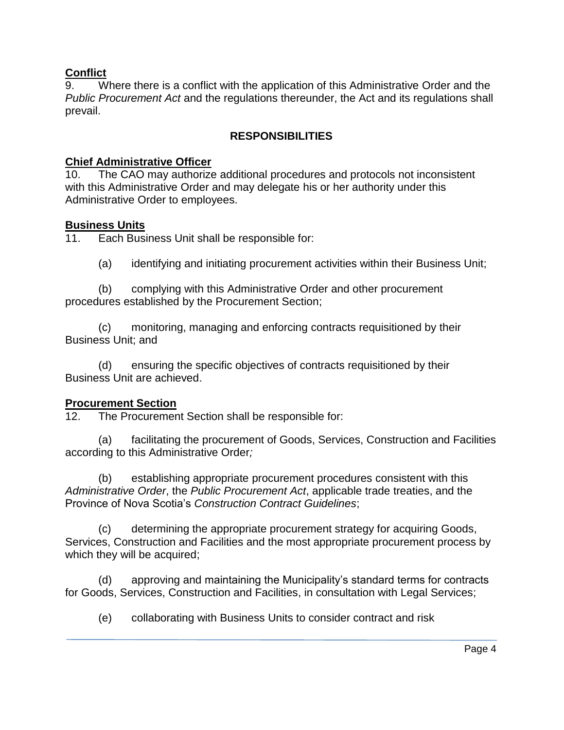**Conflict**

9. Where there is a conflict with the application of this Administrative Order and the *Public Procurement Act* and the regulations thereunder, the Act and its regulations shall prevail.

## RESPONSIBILITIES

**Chief Administrative Officer**

10. The CAO may authorize additional procedures and protocols not inconsistent with this Administrative Order and may delegate his or her authority under this Administrative Order to employees.

**Business Units**

11. Each Business Unit shall be responsible for:

(a) identifying and initiating procurement activities within their Business Unit;

(b) complying with this Administrative Order and other procurement procedures established by the Procurement Section;

(c) monitoring, managing and enforcing contracts requisitioned by their Business Unit; and

(d) ensuring the specific objectives of contracts requisitioned by their Business Unit are achieved.

**Procurement Section**

12. The Procurement Section shall be responsible for:

(a) facilitating the procurement of Goods, Services, Construction and Facilities according to this Administrative Order*;*

(b) establishing appropriate procurement procedures consistent with this *Administrative Order*, the *Public Procurement Act*, applicable trade treaties, and the Province of Nova Scotia's *Construction Contract Guidelines*;

(c) determining the appropriate procurement strategy for acquiring Goods, Services, Construction and Facilities and the most appropriate procurement process by which they will be acquired;

(d) approving and maintaining the Municipality's standard terms for contracts for Goods, Services, Construction and Facilities, in consultation with Legal Services;

(e) collaborating with Business Units to consider contract and risk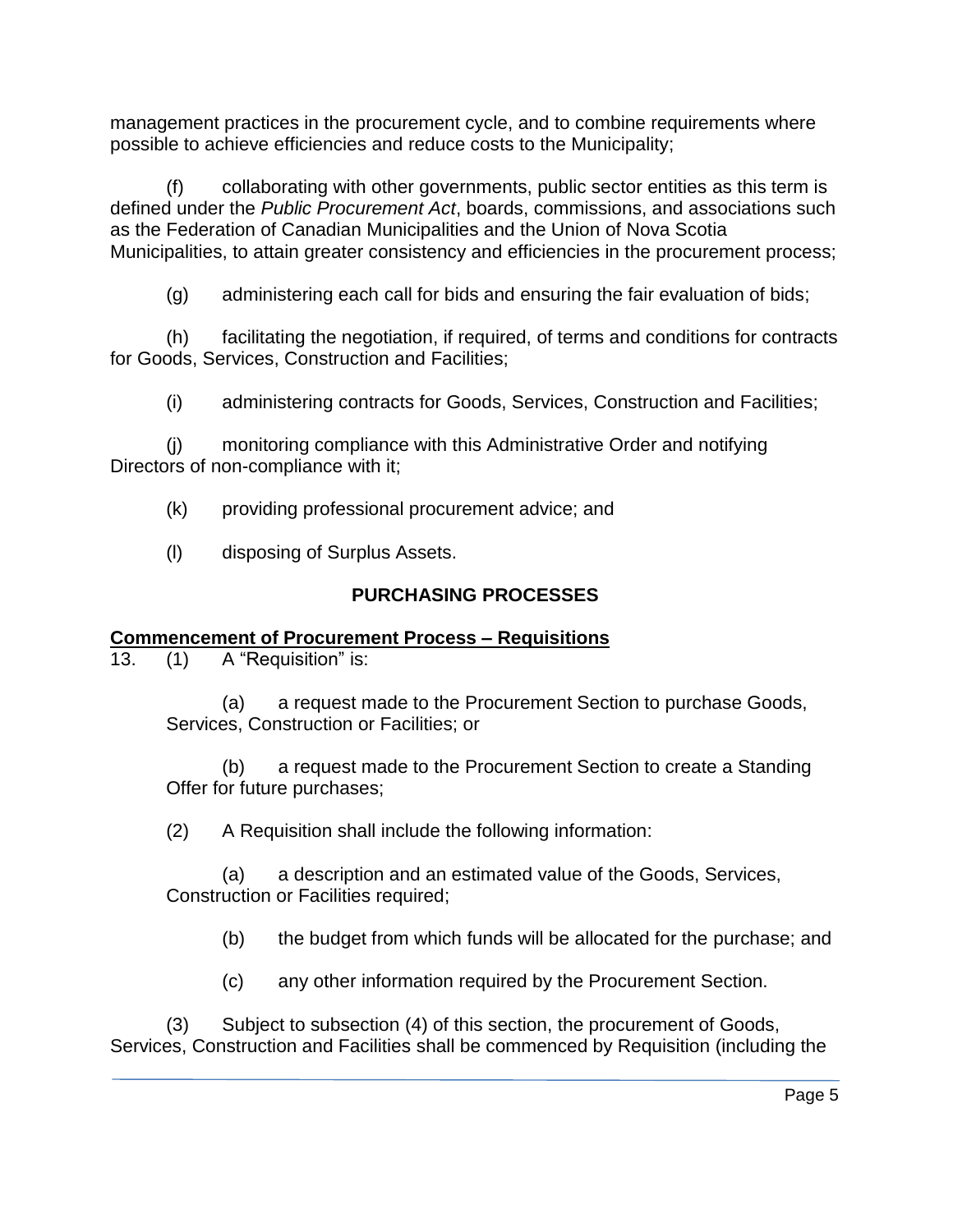management practices in the procurement cycle, and to combine requirements where possible to achieve efficiencies and reduce costs to the Municipality;

(f) collaborating with other governments, public sector entities as this term is defined under the *Public Procurement Act*, boards, commissions, and associations such as the Federation of Canadian Municipalities and the Union of Nova Scotia Municipalities, to attain greater consistency and efficiencies in the procurement process;

(g) administering each call for bids and ensuring the fair evaluation of bids;

(h) facilitating the negotiation, if required, of terms and conditions for contracts for Goods, Services, Construction and Facilities;

(i) administering contracts for Goods, Services, Construction and Facilities;

(j) monitoring compliance with this Administrative Order and notifying Directors of non-compliance with it;

(k) providing professional procurement advice; and

(l) disposing of Surplus Assets.

## PURCHASING PROCESSES

**Commencement of Procurement Process – Requisitions**

13. (1) A "Requisition" is:

(a) a request made to the Procurement Section to purchase Goods, Services, Construction or Facilities; or

(b) a request made to the Procurement Section to create a Standing Offer for future purchases;

(2) A Requisition shall include the following information:

(a) a description and an estimated value of the Goods, Services, Construction or Facilities required;

(b) the budget from which funds will be allocated for the purchase; and

(c) any other information required by the Procurement Section.

(3) Subject to subsection (4) of this section, the procurement of Goods, Services, Construction and Facilities shall be commenced by Requisition (including the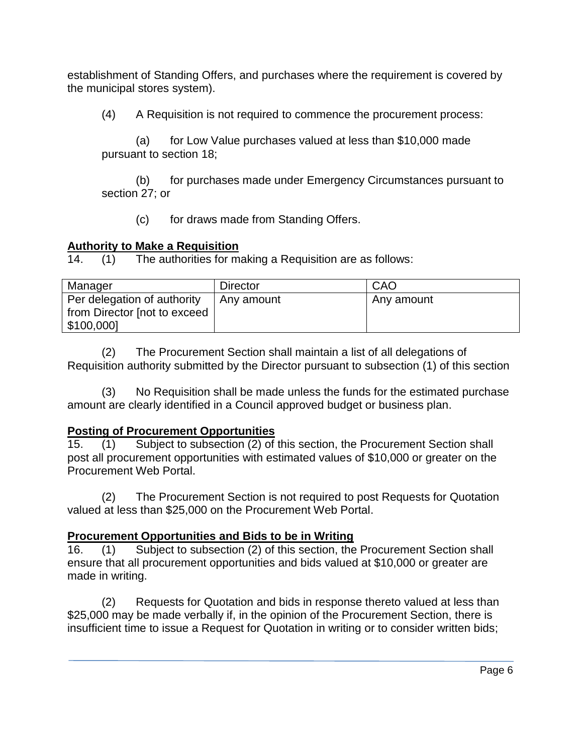establishment of Standing Offers, and purchases where the requirement is covered by the municipal stores system).

(4) A Requisition is not required to commence the procurement process:

(a) for Low Value purchases valued at less than $10,000 made pursuant to section 18;

(b) for purchases made under Emergency Circumstances pursuant to section 27; or

(c) for draws made from Standing Offers.

**Authority to Make a Requisition**

14. (1) The authorities for making a Requisition are as follows:

| Manager | Director | CAO |
|---|---|---|
| Per delegation of authority from Director [not to exceed $100,000] | Any amount | Any amount |

(2) The Procurement Section shall maintain a list of all delegations of Requisition authority submitted by the Director pursuant to subsection (1) of this section

(3) No Requisition shall be made unless the funds for the estimated purchase amount are clearly identified in a Council approved budget or business plan.

**Posting of Procurement Opportunities**

15. (1) Subject to subsection (2) of this section, the Procurement Section shall post all procurement opportunities with estimated values of $10,000 or greater on the Procurement Web Portal.

(2) The Procurement Section is not required to post Requests for Quotation valued at less than $25,000 on the Procurement Web Portal.

**Procurement Opportunities and Bids to be in Writing**

16. (1) Subject to subsection (2) of this section, the Procurement Section shall ensure that all procurement opportunities and bids valued at $10,000 or greater are made in writing.

(2) Requests for Quotation and bids in response thereto valued at less than $25,000 may be made verbally if, in the opinion of the Procurement Section, there is insufficient time to issue a Request for Quotation in writing or to consider written bids;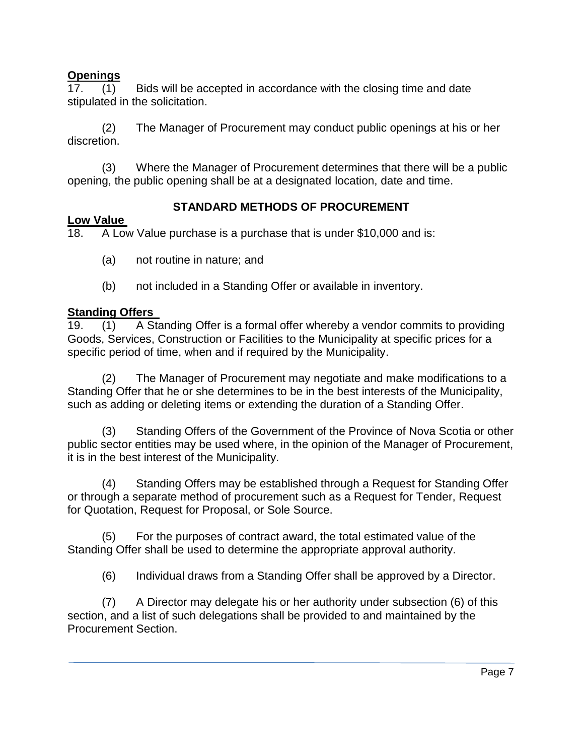**Openings**

17. (1) Bids will be accepted in accordance with the closing time and date stipulated in the solicitation.

(2) The Manager of Procurement may conduct public openings at his or her discretion.

(3) Where the Manager of Procurement determines that there will be a public opening, the public opening shall be at a designated location, date and time.

## STANDARD METHODS OF PROCUREMENT

**Low Value**

18. A Low Value purchase is a purchase that is under $10,000 and is:

(a) not routine in nature; and

(b) not included in a Standing Offer or available in inventory.

**Standing Offers**

19. (1) A Standing Offer is a formal offer whereby a vendor commits to providing Goods, Services, Construction or Facilities to the Municipality at specific prices for a specific period of time, when and if required by the Municipality.

(2) The Manager of Procurement may negotiate and make modifications to a Standing Offer that he or she determines to be in the best interests of the Municipality, such as adding or deleting items or extending the duration of a Standing Offer.

(3) Standing Offers of the Government of the Province of Nova Scotia or other public sector entities may be used where, in the opinion of the Manager of Procurement, it is in the best interest of the Municipality.

(4) Standing Offers may be established through a Request for Standing Offer or through a separate method of procurement such as a Request for Tender, Request for Quotation, Request for Proposal, or Sole Source.

(5) For the purposes of contract award, the total estimated value of the Standing Offer shall be used to determine the appropriate approval authority.

(6) Individual draws from a Standing Offer shall be approved by a Director.

(7) A Director may delegate his or her authority under subsection (6) of this section, and a list of such delegations shall be provided to and maintained by the Procurement Section.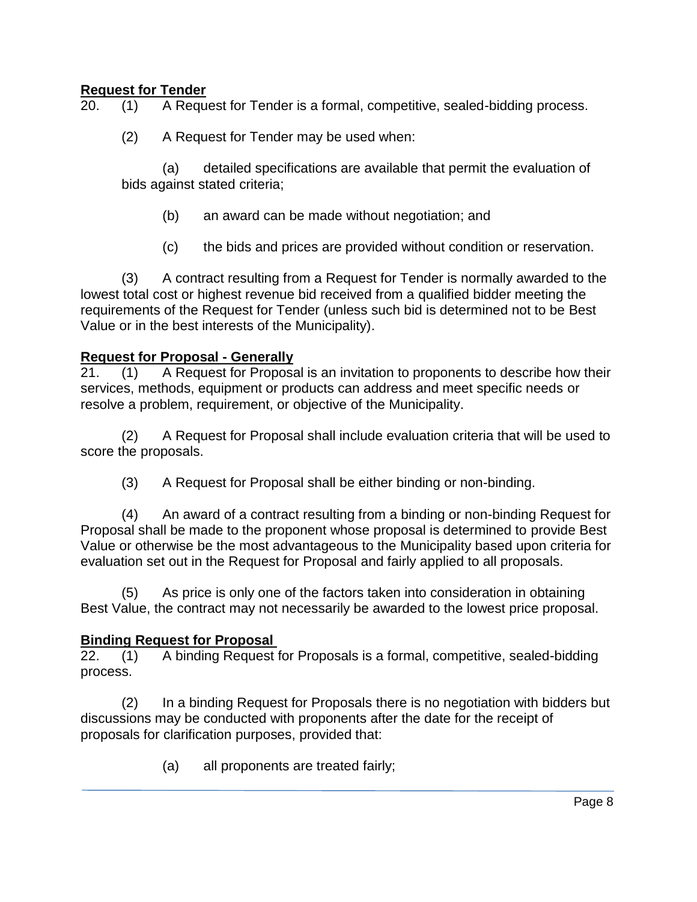**Request for Tender**

20. (1) A Request for Tender is a formal, competitive, sealed-bidding process.

(2) A Request for Tender may be used when:

(a) detailed specifications are available that permit the evaluation of bids against stated criteria;

(b) an award can be made without negotiation; and

(c) the bids and prices are provided without condition or reservation.

(3) A contract resulting from a Request for Tender is normally awarded to the lowest total cost or highest revenue bid received from a qualified bidder meeting the requirements of the Request for Tender (unless such bid is determined not to be Best Value or in the best interests of the Municipality).

**Request for Proposal - Generally**

21. (1) A Request for Proposal is an invitation to proponents to describe how their services, methods, equipment or products can address and meet specific needs or resolve a problem, requirement, or objective of the Municipality.

(2) A Request for Proposal shall include evaluation criteria that will be used to score the proposals.

(3) A Request for Proposal shall be either binding or non-binding.

(4) An award of a contract resulting from a binding or non-binding Request for Proposal shall be made to the proponent whose proposal is determined to provide Best Value or otherwise be the most advantageous to the Municipality based upon criteria for evaluation set out in the Request for Proposal and fairly applied to all proposals.

(5) As price is only one of the factors taken into consideration in obtaining Best Value, the contract may not necessarily be awarded to the lowest price proposal.

**Binding Request for Proposal**

22. (1) A binding Request for Proposals is a formal, competitive, sealed-bidding process.

(2) In a binding Request for Proposals there is no negotiation with bidders but discussions may be conducted with proponents after the date for the receipt of proposals for clarification purposes, provided that:

(a) all proponents are treated fairly;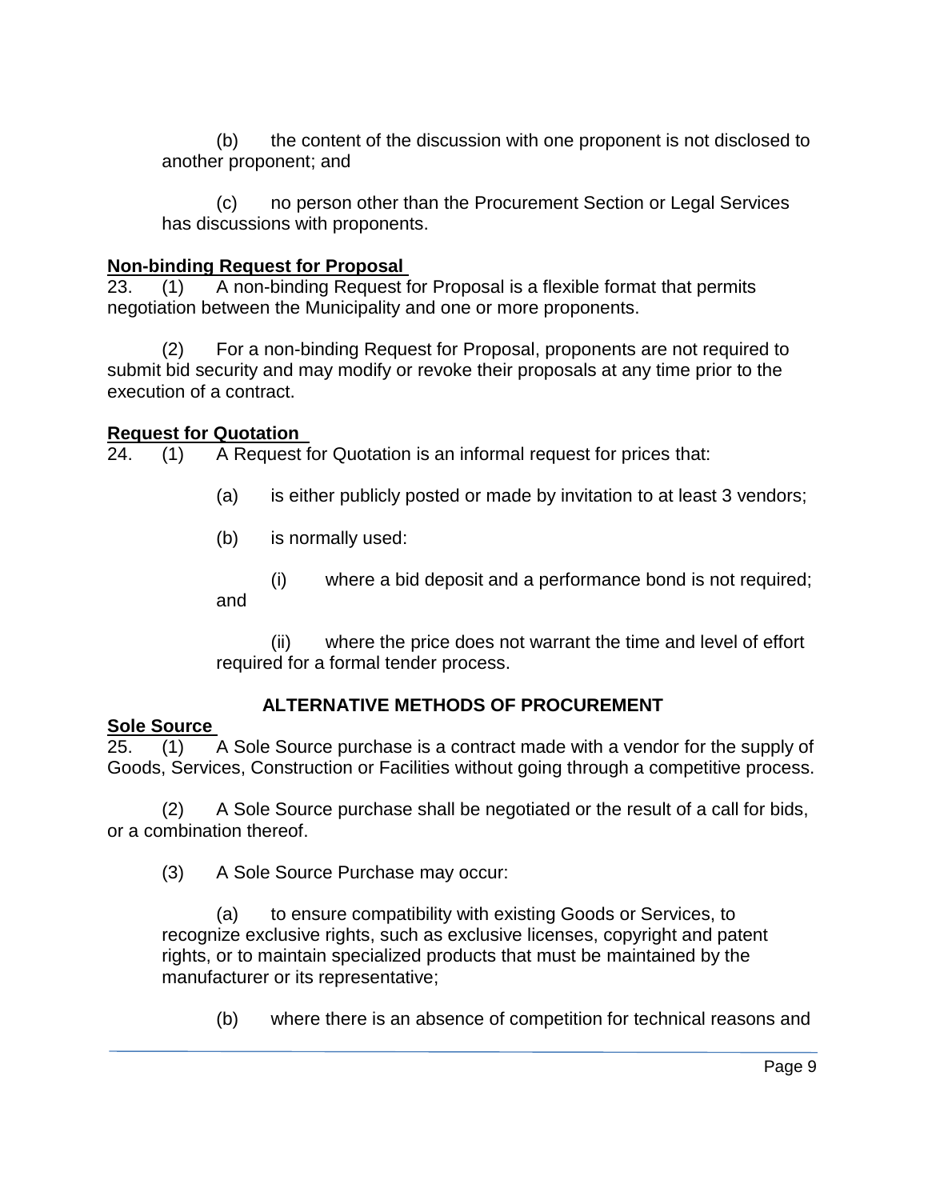(b) the content of the discussion with one proponent is not disclosed to another proponent; and

(c) no person other than the Procurement Section or Legal Services has discussions with proponents.

**Non-binding Request for Proposal**

23. (1) A non-binding Request for Proposal is a flexible format that permits negotiation between the Municipality and one or more proponents.

(2) For a non-binding Request for Proposal, proponents are not required to submit bid security and may modify or revoke their proposals at any time prior to the execution of a contract.

**Request for Quotation**

24. (1) A Request for Quotation is an informal request for prices that:

(a) is either publicly posted or made by invitation to at least 3 vendors;

(b) is normally used:

(i) where a bid deposit and a performance bond is not required; and

(ii) where the price does not warrant the time and level of effort required for a formal tender process.

## ALTERNATIVE METHODS OF PROCUREMENT

**Sole Source**

25. (1) A Sole Source purchase is a contract made with a vendor for the supply of Goods, Services, Construction or Facilities without going through a competitive process.

(2) A Sole Source purchase shall be negotiated or the result of a call for bids, or a combination thereof.

(3) A Sole Source Purchase may occur:

(a) to ensure compatibility with existing Goods or Services, to recognize exclusive rights, such as exclusive licenses, copyright and patent rights, or to maintain specialized products that must be maintained by the manufacturer or its representative;

(b) where there is an absence of competition for technical reasons and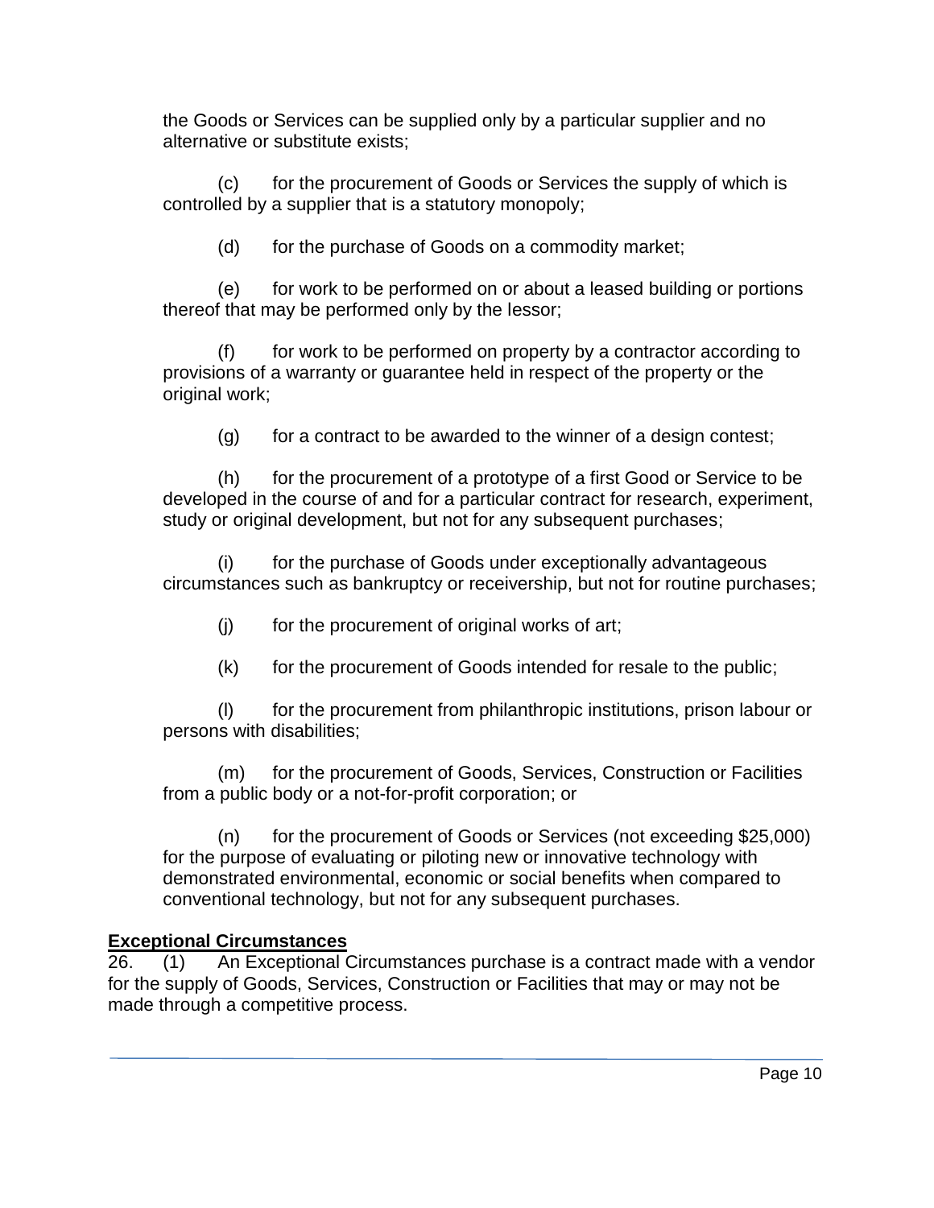the Goods or Services can be supplied only by a particular supplier and no alternative or substitute exists;

(c) for the procurement of Goods or Services the supply of which is controlled by a supplier that is a statutory monopoly;

(d) for the purchase of Goods on a commodity market;

(e) for work to be performed on or about a leased building or portions thereof that may be performed only by the lessor;

(f) for work to be performed on property by a contractor according to provisions of a warranty or guarantee held in respect of the property or the original work;

(g) for a contract to be awarded to the winner of a design contest;

(h) for the procurement of a prototype of a first Good or Service to be developed in the course of and for a particular contract for research, experiment, study or original development, but not for any subsequent purchases;

(i) for the purchase of Goods under exceptionally advantageous circumstances such as bankruptcy or receivership, but not for routine purchases;

(j) for the procurement of original works of art;

(k) for the procurement of Goods intended for resale to the public;

(l) for the procurement from philanthropic institutions, prison labour or persons with disabilities;

(m) for the procurement of Goods, Services, Construction or Facilities from a public body or a not-for-profit corporation; or

(n) for the procurement of Goods or Services (not exceeding $25,000) for the purpose of evaluating or piloting new or innovative technology with demonstrated environmental, economic or social benefits when compared to conventional technology, but not for any subsequent purchases.

**Exceptional Circumstances**

26. (1) An Exceptional Circumstances purchase is a contract made with a vendor for the supply of Goods, Services, Construction or Facilities that may or may not be made through a competitive process.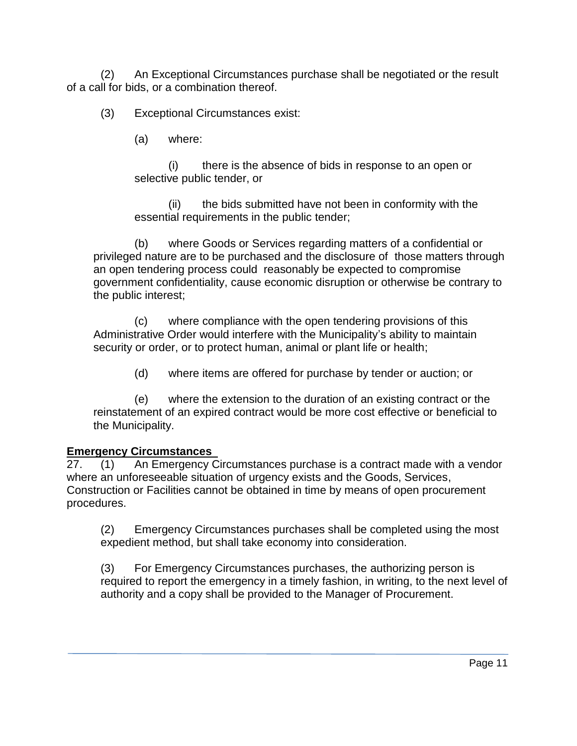(2) An Exceptional Circumstances purchase shall be negotiated or the result of a call for bids, or a combination thereof.

(3) Exceptional Circumstances exist:

(a) where:

(i) there is the absence of bids in response to an open or selective public tender, or

(ii) the bids submitted have not been in conformity with the essential requirements in the public tender;

(b) where Goods or Services regarding matters of a confidential or privileged nature are to be purchased and the disclosure of those matters through an open tendering process could reasonably be expected to compromise government confidentiality, cause economic disruption or otherwise be contrary to the public interest;

(c) where compliance with the open tendering provisions of this Administrative Order would interfere with the Municipality's ability to maintain security or order, or to protect human, animal or plant life or health;

(d) where items are offered for purchase by tender or auction; or

(e) where the extension to the duration of an existing contract or the reinstatement of an expired contract would be more cost effective or beneficial to the Municipality.

**Emergency Circumstances**

27. (1) An Emergency Circumstances purchase is a contract made with a vendor where an unforeseeable situation of urgency exists and the Goods, Services, Construction or Facilities cannot be obtained in time by means of open procurement procedures.

(2) Emergency Circumstances purchases shall be completed using the most expedient method, but shall take economy into consideration.

(3) For Emergency Circumstances purchases, the authorizing person is required to report the emergency in a timely fashion, in writing, to the next level of authority and a copy shall be provided to the Manager of Procurement.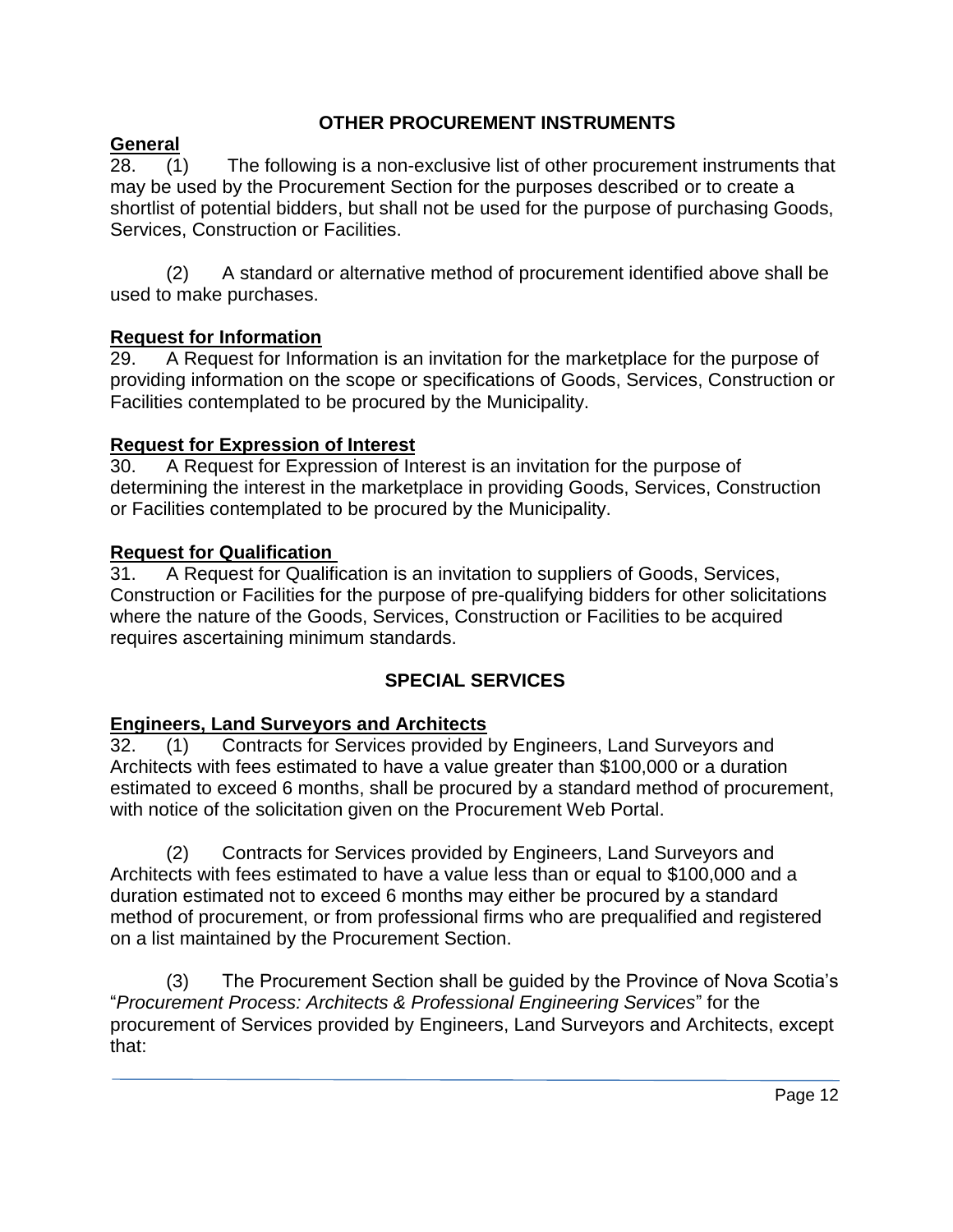## OTHER PROCUREMENT INSTRUMENTS

**General**

28. (1) The following is a non-exclusive list of other procurement instruments that may be used by the Procurement Section for the purposes described or to create a shortlist of potential bidders, but shall not be used for the purpose of purchasing Goods, Services, Construction or Facilities.

(2) A standard or alternative method of procurement identified above shall be used to make purchases.

**Request for Information**

29. A Request for Information is an invitation for the marketplace for the purpose of providing information on the scope or specifications of Goods, Services, Construction or Facilities contemplated to be procured by the Municipality.

**Request for Expression of Interest**

30. A Request for Expression of Interest is an invitation for the purpose of determining the interest in the marketplace in providing Goods, Services, Construction or Facilities contemplated to be procured by the Municipality.

**Request for Qualification**

31. A Request for Qualification is an invitation to suppliers of Goods, Services, Construction or Facilities for the purpose of pre-qualifying bidders for other solicitations where the nature of the Goods, Services, Construction or Facilities to be acquired requires ascertaining minimum standards.

## SPECIAL SERVICES

**Engineers, Land Surveyors and Architects**

32. (1) Contracts for Services provided by Engineers, Land Surveyors and Architects with fees estimated to have a value greater than $100,000 or a duration estimated to exceed 6 months, shall be procured by a standard method of procurement, with notice of the solicitation given on the Procurement Web Portal.

(2) Contracts for Services provided by Engineers, Land Surveyors and Architects with fees estimated to have a value less than or equal to $100,000 and a duration estimated not to exceed 6 months may either be procured by a standard method of procurement, or from professional firms who are prequalified and registered on a list maintained by the Procurement Section.

(3) The Procurement Section shall be guided by the Province of Nova Scotia's "*Procurement Process: Architects & Professional Engineering Services*" for the procurement of Services provided by Engineers, Land Surveyors and Architects, except that: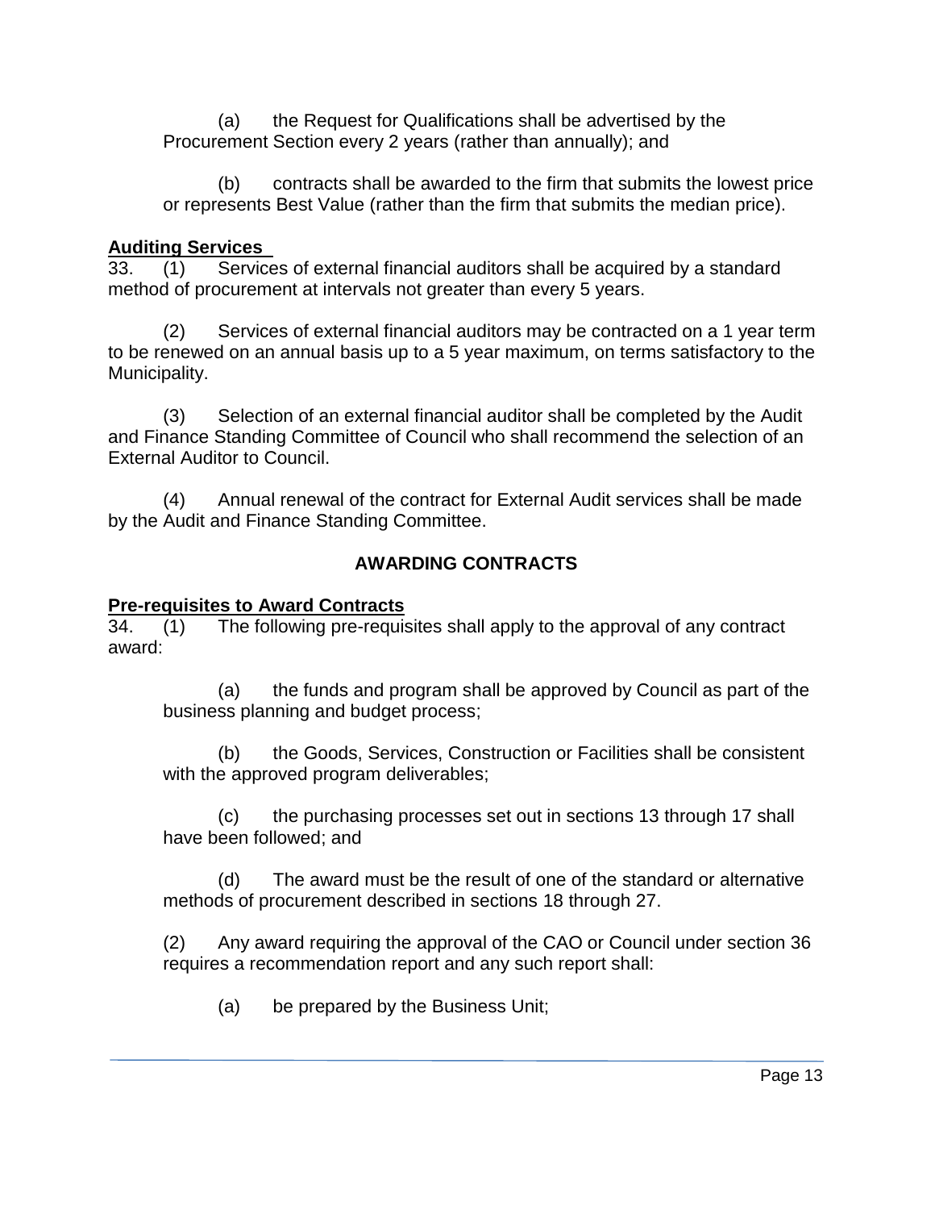(a) the Request for Qualifications shall be advertised by the Procurement Section every 2 years (rather than annually); and

(b) contracts shall be awarded to the firm that submits the lowest price or represents Best Value (rather than the firm that submits the median price).

**Auditing Services**

33. (1) Services of external financial auditors shall be acquired by a standard method of procurement at intervals not greater than every 5 years.

(2) Services of external financial auditors may be contracted on a 1 year term to be renewed on an annual basis up to a 5 year maximum, on terms satisfactory to the Municipality.

(3) Selection of an external financial auditor shall be completed by the Audit and Finance Standing Committee of Council who shall recommend the selection of an External Auditor to Council.

(4) Annual renewal of the contract for External Audit services shall be made by the Audit and Finance Standing Committee.

## AWARDING CONTRACTS

**Pre-requisites to Award Contracts**

34. (1) The following pre-requisites shall apply to the approval of any contract award:

(a) the funds and program shall be approved by Council as part of the business planning and budget process;

(b) the Goods, Services, Construction or Facilities shall be consistent with the approved program deliverables;

(c) the purchasing processes set out in sections 13 through 17 shall have been followed; and

(d) The award must be the result of one of the standard or alternative methods of procurement described in sections 18 through 27.

(2) Any award requiring the approval of the CAO or Council under section 36 requires a recommendation report and any such report shall:

(a) be prepared by the Business Unit;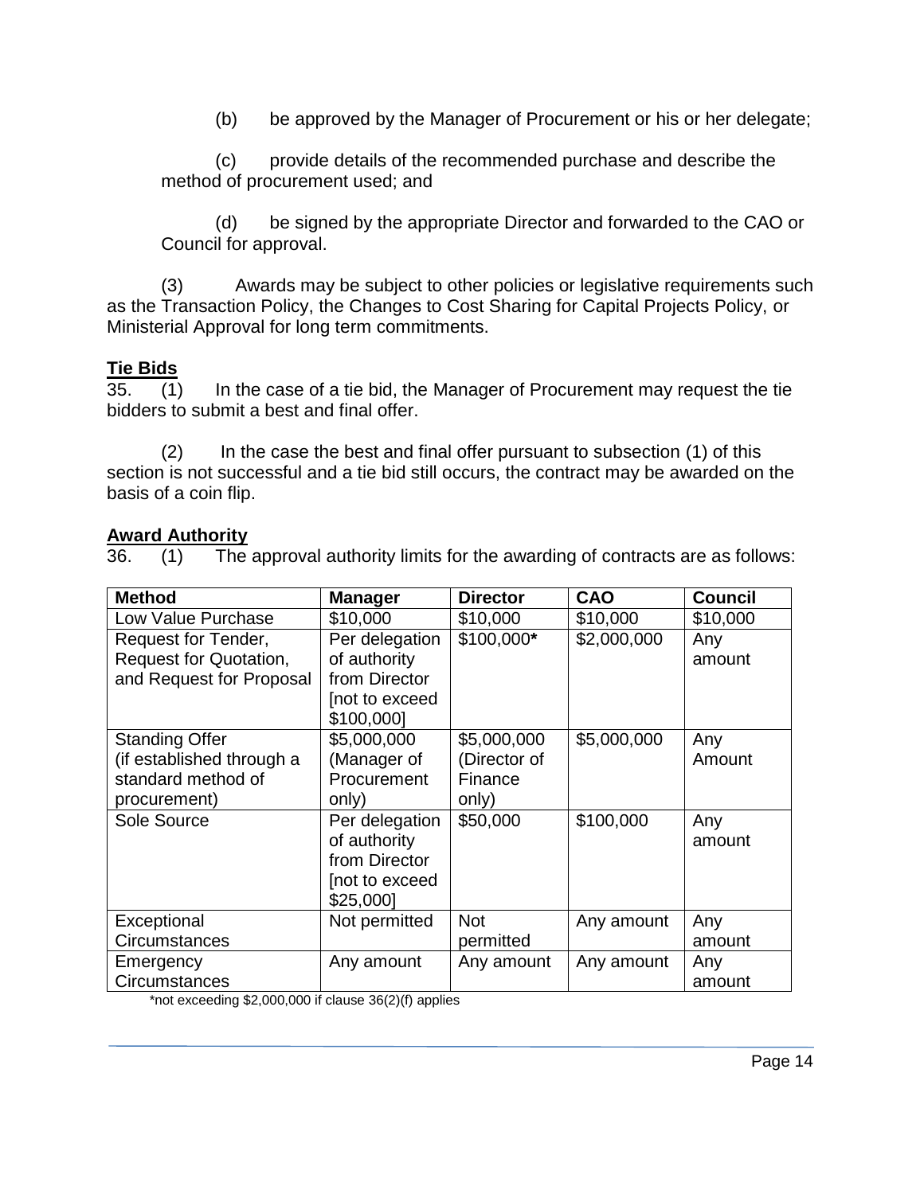(b) be approved by the Manager of Procurement or his or her delegate;

(c) provide details of the recommended purchase and describe the method of procurement used; and

(d) be signed by the appropriate Director and forwarded to the CAO or Council for approval.

(3) Awards may be subject to other policies or legislative requirements such as the Transaction Policy, the Changes to Cost Sharing for Capital Projects Policy, or Ministerial Approval for long term commitments.

**Tie Bids**

35. (1) In the case of a tie bid, the Manager of Procurement may request the tie bidders to submit a best and final offer.

(2) In the case the best and final offer pursuant to subsection (1) of this section is not successful and a tie bid still occurs, the contract may be awarded on the basis of a coin flip.

**Award Authority**

36. (1) The approval authority limits for the awarding of contracts are as follows:

| **Method** | **Manager** | **Director** | **CAO** | **Council** |
|---|---|---|---|---|
| Low Value Purchase | $10,000 | $10,000 | $10,000 | $10,000 |
| Request for Tender, Request for Quotation, and Request for Proposal | Per delegation of authority from Director [not to exceed $100,000] | $100,000**\*** | $2,000,000 | Any amount |
| Standing Offer (if established through a standard method of procurement) | $5,000,000 (Manager of Procurement only) | $5,000,000 (Director of Finance only) | $5,000,000 | Any Amount |
| Sole Source | Per delegation of authority from Director [not to exceed $25,000] | $50,000 | $100,000 | Any amount |
| Exceptional Circumstances | Not permitted | Not permitted | Any amount | Any amount |
| Emergency Circumstances | Any amount | Any amount | Any amount | Any amount |

\*not exceeding $2,000,000 if clause 36(2)(f) applies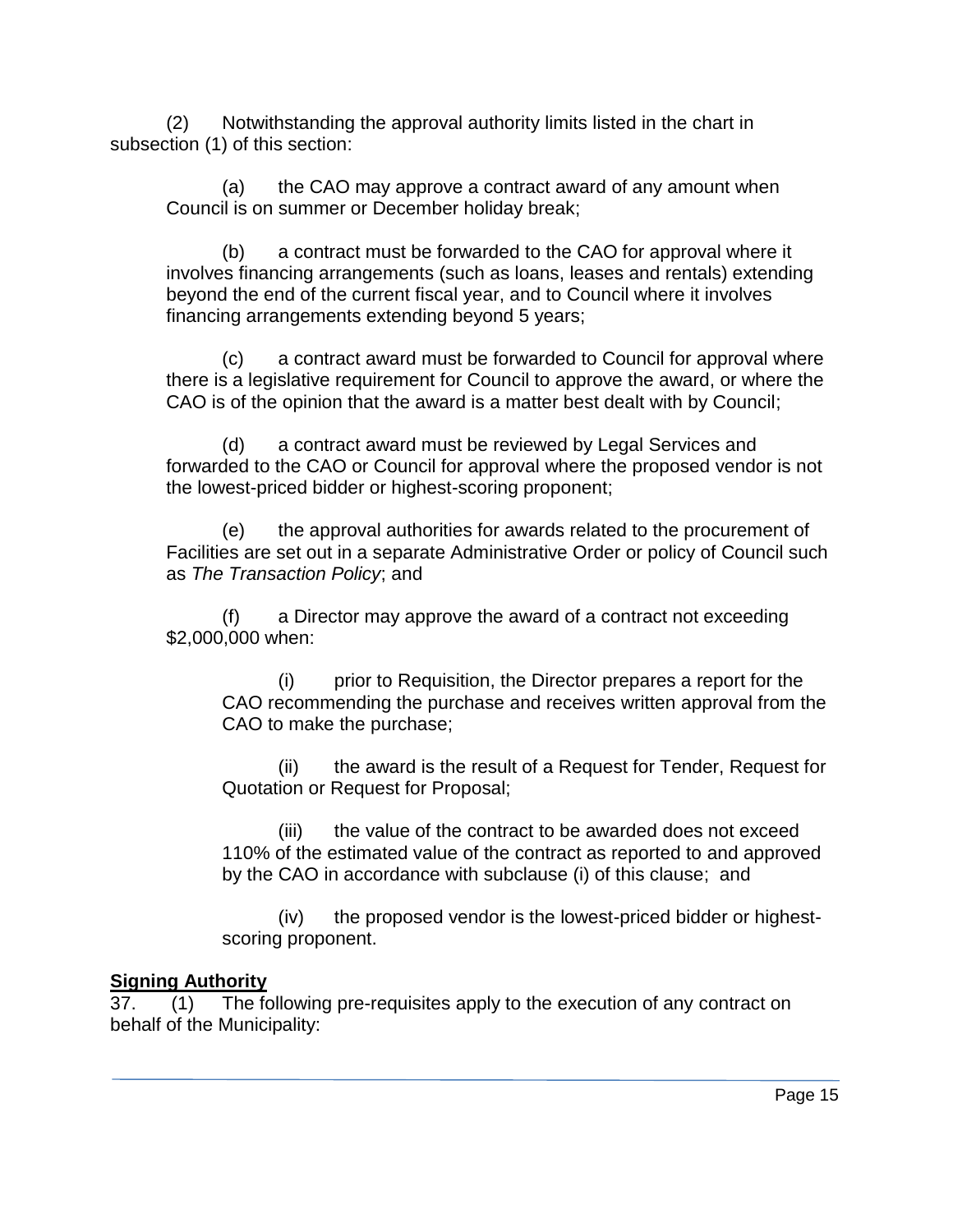(2) Notwithstanding the approval authority limits listed in the chart in subsection (1) of this section:

(a) the CAO may approve a contract award of any amount when Council is on summer or December holiday break;

(b) a contract must be forwarded to the CAO for approval where it involves financing arrangements (such as loans, leases and rentals) extending beyond the end of the current fiscal year, and to Council where it involves financing arrangements extending beyond 5 years;

(c) a contract award must be forwarded to Council for approval where there is a legislative requirement for Council to approve the award, or where the CAO is of the opinion that the award is a matter best dealt with by Council;

(d) a contract award must be reviewed by Legal Services and forwarded to the CAO or Council for approval where the proposed vendor is not the lowest-priced bidder or highest-scoring proponent;

(e) the approval authorities for awards related to the procurement of Facilities are set out in a separate Administrative Order or policy of Council such as *The Transaction Policy*; and

(f) a Director may approve the award of a contract not exceeding $2,000,000 when:

(i) prior to Requisition, the Director prepares a report for the CAO recommending the purchase and receives written approval from the CAO to make the purchase;

(ii) the award is the result of a Request for Tender, Request for Quotation or Request for Proposal;

(iii) the value of the contract to be awarded does not exceed 110% of the estimated value of the contract as reported to and approved by the CAO in accordance with subclause (i) of this clause; and

(iv) the proposed vendor is the lowest-priced bidder or highest-scoring proponent.

**Signing Authority**

37. (1) The following pre-requisites apply to the execution of any contract on behalf of the Municipality: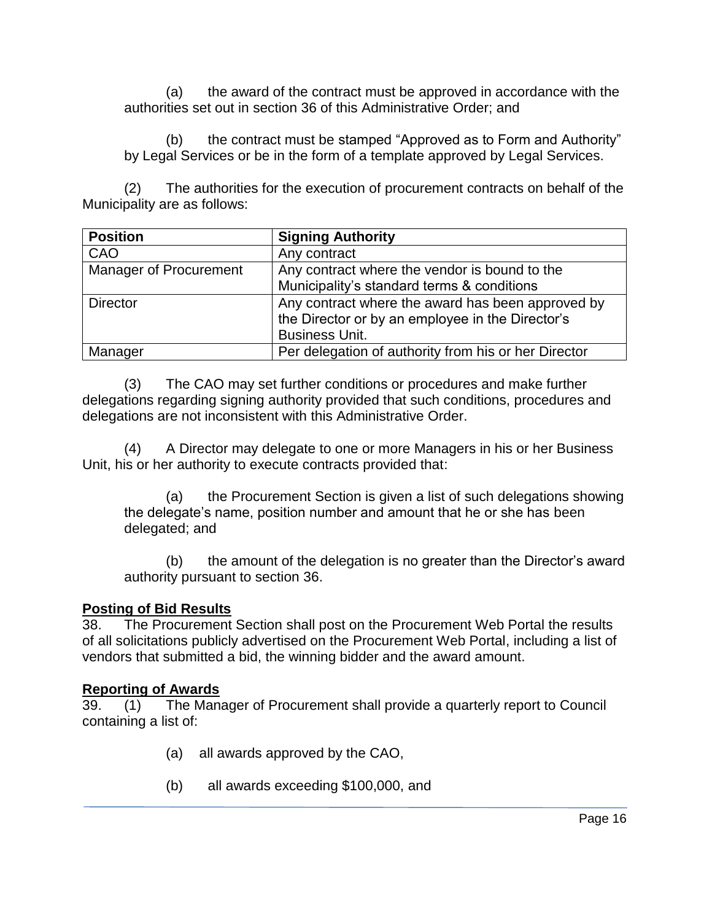(a) the award of the contract must be approved in accordance with the authorities set out in section 36 of this Administrative Order; and

(b) the contract must be stamped “Approved as to Form and Authority” by Legal Services or be in the form of a template approved by Legal Services.

(2) The authorities for the execution of procurement contracts on behalf of the Municipality are as follows:

| Position | Signing Authority |
|---|---|
| CAO | Any contract |
| Manager of Procurement | Any contract where the vendor is bound to the Municipality’s standard terms & conditions |
| Director | Any contract where the award has been approved by the Director or by an employee in the Director’s Business Unit. |
| Manager | Per delegation of authority from his or her Director |

(3) The CAO may set further conditions or procedures and make further delegations regarding signing authority provided that such conditions, procedures and delegations are not inconsistent with this Administrative Order.

(4) A Director may delegate to one or more Managers in his or her Business Unit, his or her authority to execute contracts provided that:

(a) the Procurement Section is given a list of such delegations showing the delegate’s name, position number and amount that he or she has been delegated; and

(b) the amount of the delegation is no greater than the Director’s award authority pursuant to section 36.

**Posting of Bid Results**

38. The Procurement Section shall post on the Procurement Web Portal the results of all solicitations publicly advertised on the Procurement Web Portal, including a list of vendors that submitted a bid, the winning bidder and the award amount.

**Reporting of Awards**

39. (1) The Manager of Procurement shall provide a quarterly report to Council containing a list of:

(a) all awards approved by the CAO,

(b) all awards exceeding $100,000, and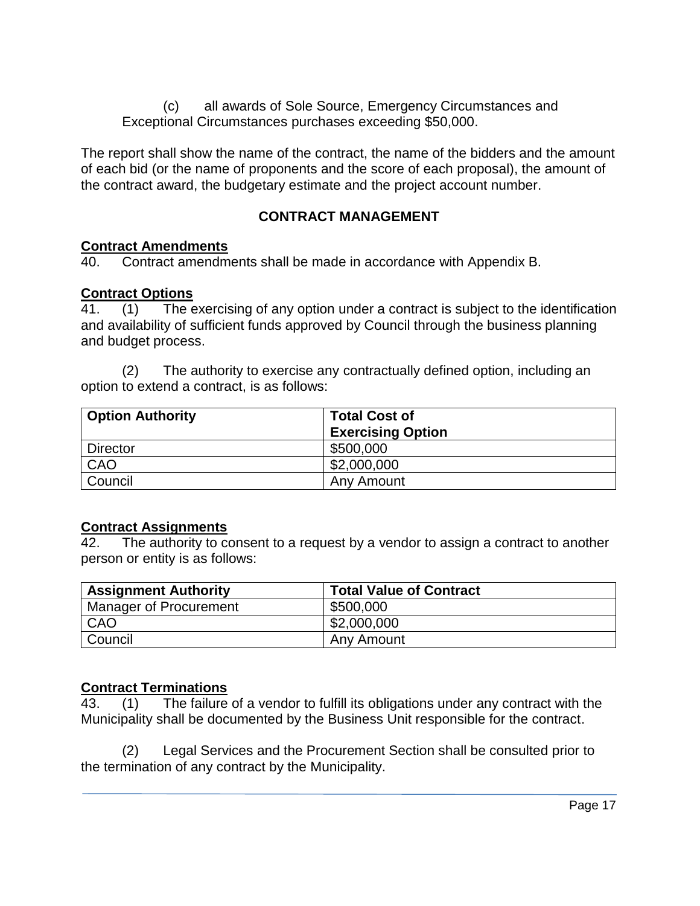(c) all awards of Sole Source, Emergency Circumstances and Exceptional Circumstances purchases exceeding $50,000.

The report shall show the name of the contract, the name of the bidders and the amount of each bid (or the name of proponents and the score of each proposal), the amount of the contract award, the budgetary estimate and the project account number.

## CONTRACT MANAGEMENT

**Contract Amendments**

40. Contract amendments shall be made in accordance with Appendix B.

**Contract Options**

41. (1) The exercising of any option under a contract is subject to the identification and availability of sufficient funds approved by Council through the business planning and budget process.

(2) The authority to exercise any contractually defined option, including an option to extend a contract, is as follows:

| Option Authority | Total Cost of Exercising Option |
|---|---|
| Director | $500,000 |
| CAO | $2,000,000 |
| Council | Any Amount |

**Contract Assignments**

42. The authority to consent to a request by a vendor to assign a contract to another person or entity is as follows:

| Assignment Authority | Total Value of Contract |
|---|---|
| Manager of Procurement | $500,000 |
| CAO | $2,000,000 |
| Council | Any Amount |

**Contract Terminations**

43. (1) The failure of a vendor to fulfill its obligations under any contract with the Municipality shall be documented by the Business Unit responsible for the contract.

(2) Legal Services and the Procurement Section shall be consulted prior to the termination of any contract by the Municipality.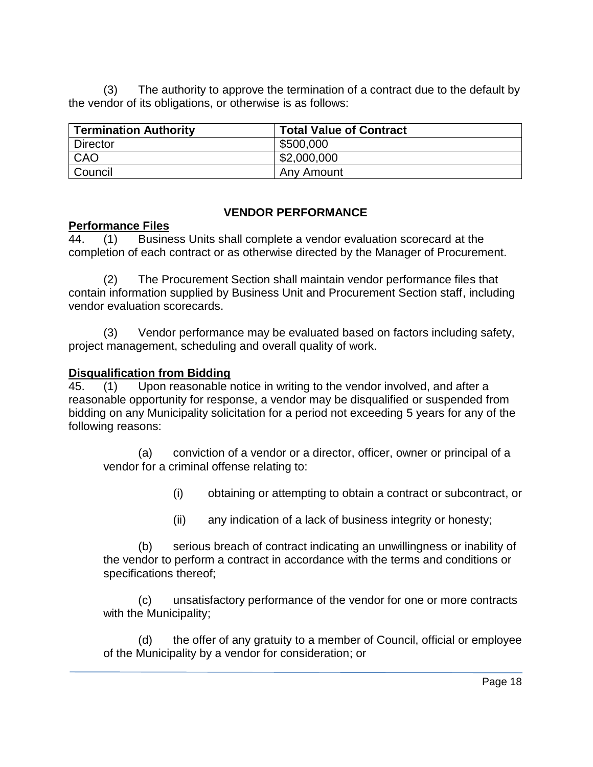(3) The authority to approve the termination of a contract due to the default by the vendor of its obligations, or otherwise is as follows:

| Termination Authority | Total Value of Contract |
| --- | --- |
| Director | $500,000 |
| CAO | $2,000,000 |
| Council | Any Amount |

## VENDOR PERFORMANCE

**Performance Files**

44. (1) Business Units shall complete a vendor evaluation scorecard at the completion of each contract or as otherwise directed by the Manager of Procurement.

(2) The Procurement Section shall maintain vendor performance files that contain information supplied by Business Unit and Procurement Section staff, including vendor evaluation scorecards.

(3) Vendor performance may be evaluated based on factors including safety, project management, scheduling and overall quality of work.

**Disqualification from Bidding**

45. (1) Upon reasonable notice in writing to the vendor involved, and after a reasonable opportunity for response, a vendor may be disqualified or suspended from bidding on any Municipality solicitation for a period not exceeding 5 years for any of the following reasons:

(a) conviction of a vendor or a director, officer, owner or principal of a vendor for a criminal offense relating to:

(i) obtaining or attempting to obtain a contract or subcontract, or

(ii) any indication of a lack of business integrity or honesty;

(b) serious breach of contract indicating an unwillingness or inability of the vendor to perform a contract in accordance with the terms and conditions or specifications thereof;

(c) unsatisfactory performance of the vendor for one or more contracts with the Municipality;

(d) the offer of any gratuity to a member of Council, official or employee of the Municipality by a vendor for consideration; or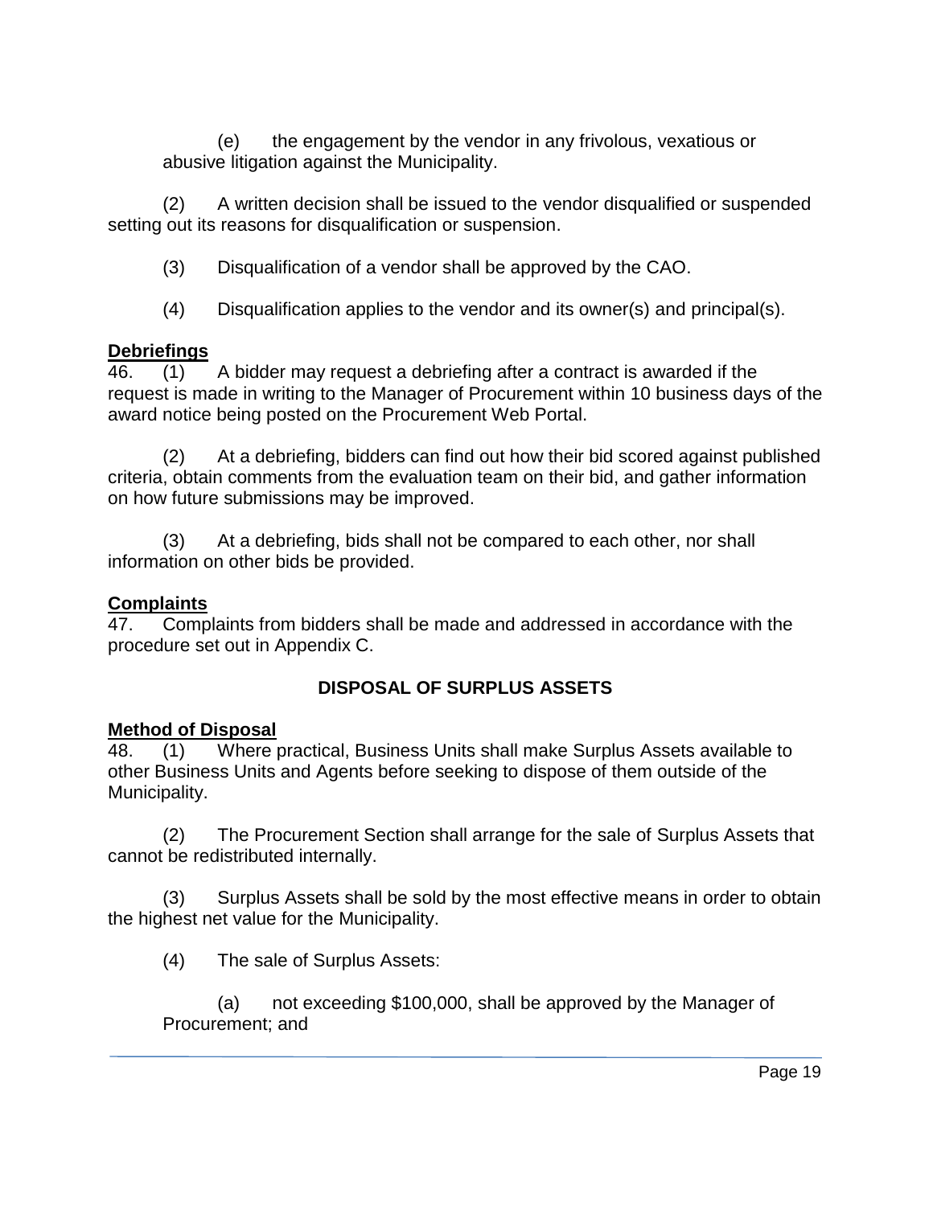(e) the engagement by the vendor in any frivolous, vexatious or abusive litigation against the Municipality.

(2) A written decision shall be issued to the vendor disqualified or suspended setting out its reasons for disqualification or suspension.

(3) Disqualification of a vendor shall be approved by the CAO.

(4) Disqualification applies to the vendor and its owner(s) and principal(s).

**Debriefings**

46. (1) A bidder may request a debriefing after a contract is awarded if the request is made in writing to the Manager of Procurement within 10 business days of the award notice being posted on the Procurement Web Portal.

(2) At a debriefing, bidders can find out how their bid scored against published criteria, obtain comments from the evaluation team on their bid, and gather information on how future submissions may be improved.

(3) At a debriefing, bids shall not be compared to each other, nor shall information on other bids be provided.

**Complaints**

47. Complaints from bidders shall be made and addressed in accordance with the procedure set out in Appendix C.

## DISPOSAL OF SURPLUS ASSETS

**Method of Disposal**

48. (1) Where practical, Business Units shall make Surplus Assets available to other Business Units and Agents before seeking to dispose of them outside of the Municipality.

(2) The Procurement Section shall arrange for the sale of Surplus Assets that cannot be redistributed internally.

(3) Surplus Assets shall be sold by the most effective means in order to obtain the highest net value for the Municipality.

(4) The sale of Surplus Assets:

(a) not exceeding $100,000, shall be approved by the Manager of Procurement; and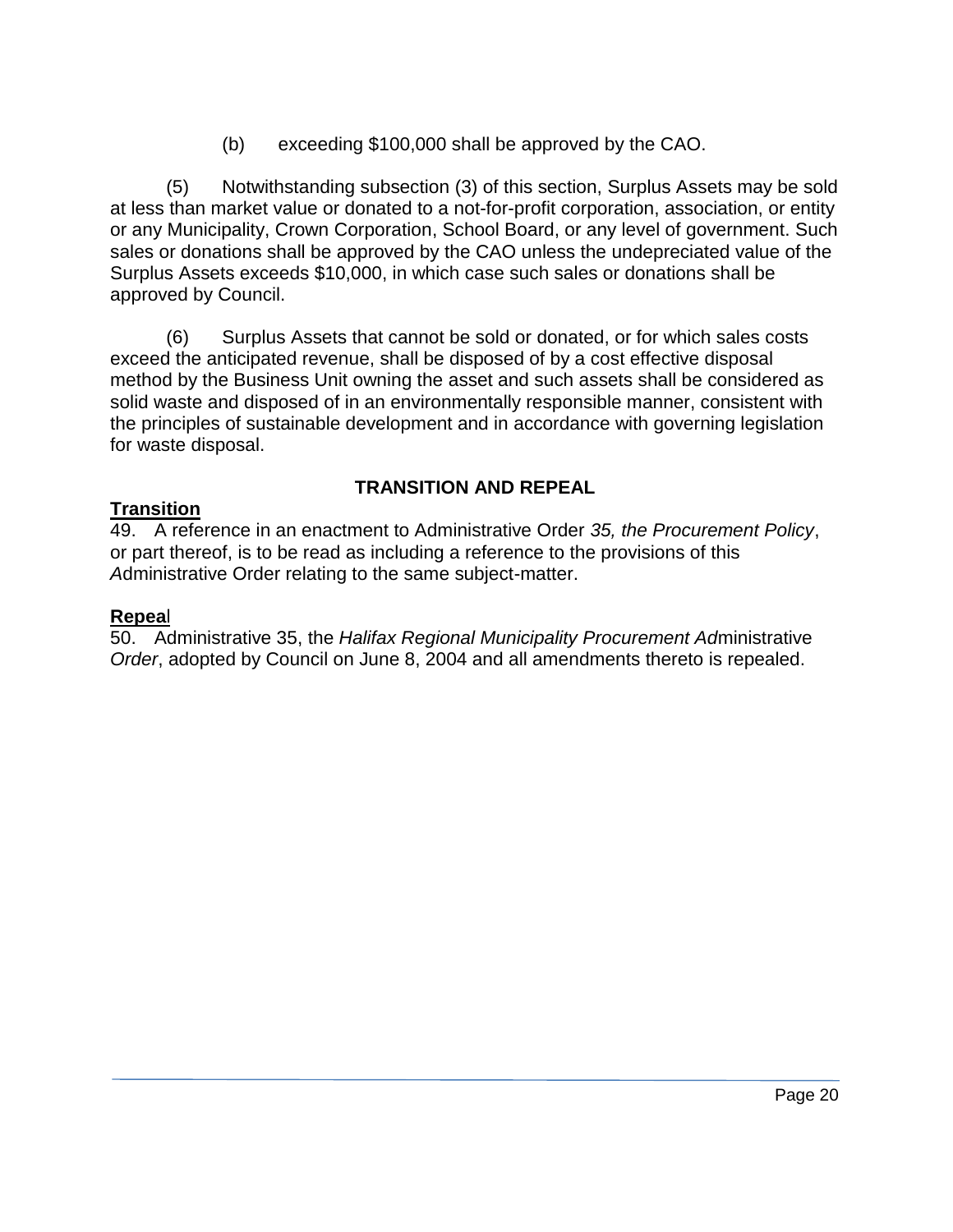(b) exceeding $100,000 shall be approved by the CAO.

(5) Notwithstanding subsection (3) of this section, Surplus Assets may be sold at less than market value or donated to a not-for-profit corporation, association, or entity or any Municipality, Crown Corporation, School Board, or any level of government. Such sales or donations shall be approved by the CAO unless the undepreciated value of the Surplus Assets exceeds $10,000, in which case such sales or donations shall be approved by Council.

(6) Surplus Assets that cannot be sold or donated, or for which sales costs exceed the anticipated revenue, shall be disposed of by a cost effective disposal method by the Business Unit owning the asset and such assets shall be considered as solid waste and disposed of in an environmentally responsible manner, consistent with the principles of sustainable development and in accordance with governing legislation for waste disposal.

## TRANSITION AND REPEAL

**Transition**

49. A reference in an enactment to Administrative Order *35, the Procurement Policy*, or part thereof, is to be read as including a reference to the provisions of this *A*dministrative Order relating to the same subject-matter.

**Repeal**

50. Administrative 35, the *Halifax Regional Municipality Procurement Ad*ministrative *Order*, adopted by Council on June 8, 2004 and all amendments thereto is repealed.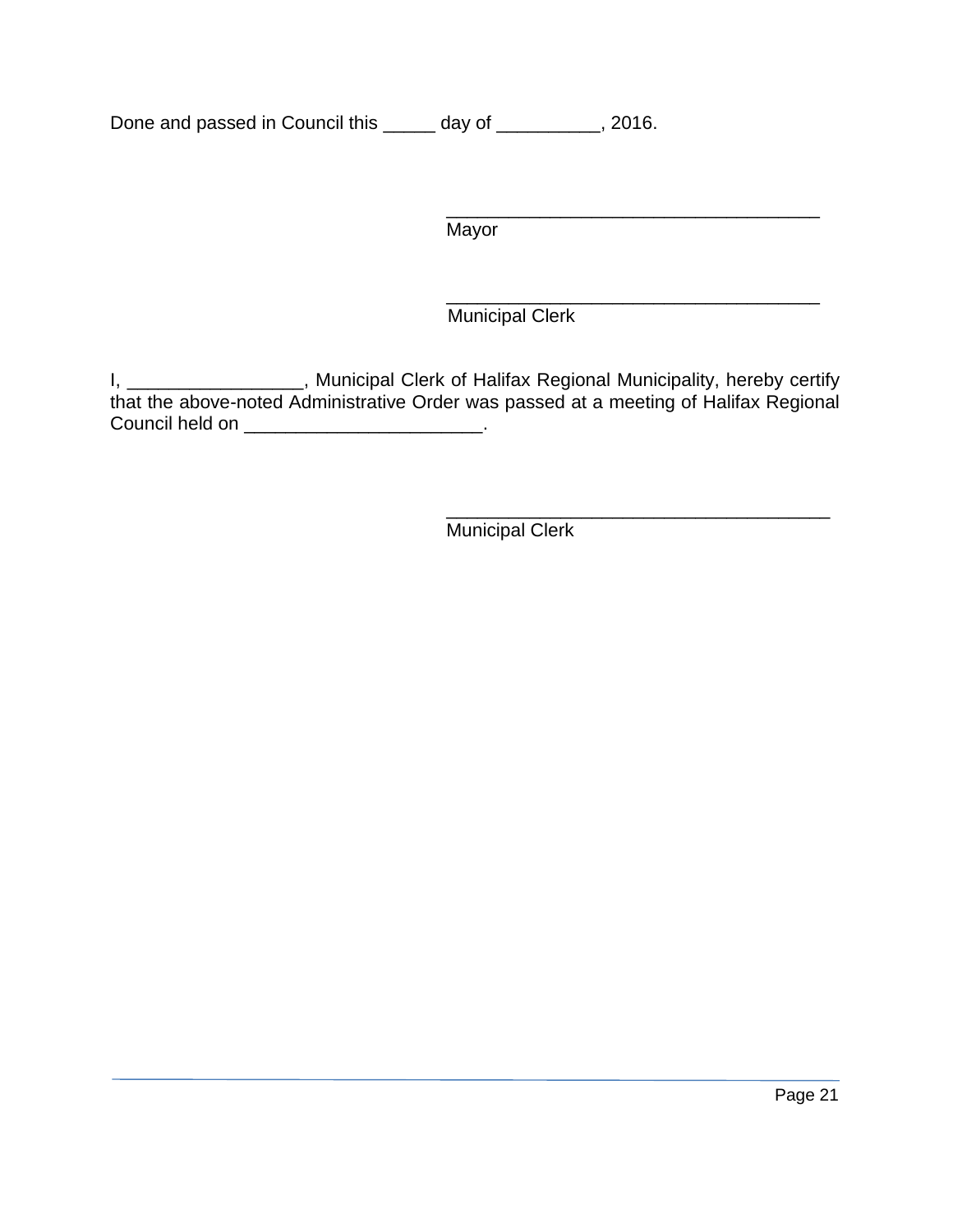Done and passed in Council this _____ day of __________, 2016.

____________________________________
Mayor

____________________________________
Municipal Clerk

I, _________________, Municipal Clerk of Halifax Regional Municipality, hereby certify that the above-noted Administrative Order was passed at a meeting of Halifax Regional Council held on _______________________.

_____________________________________
Municipal Clerk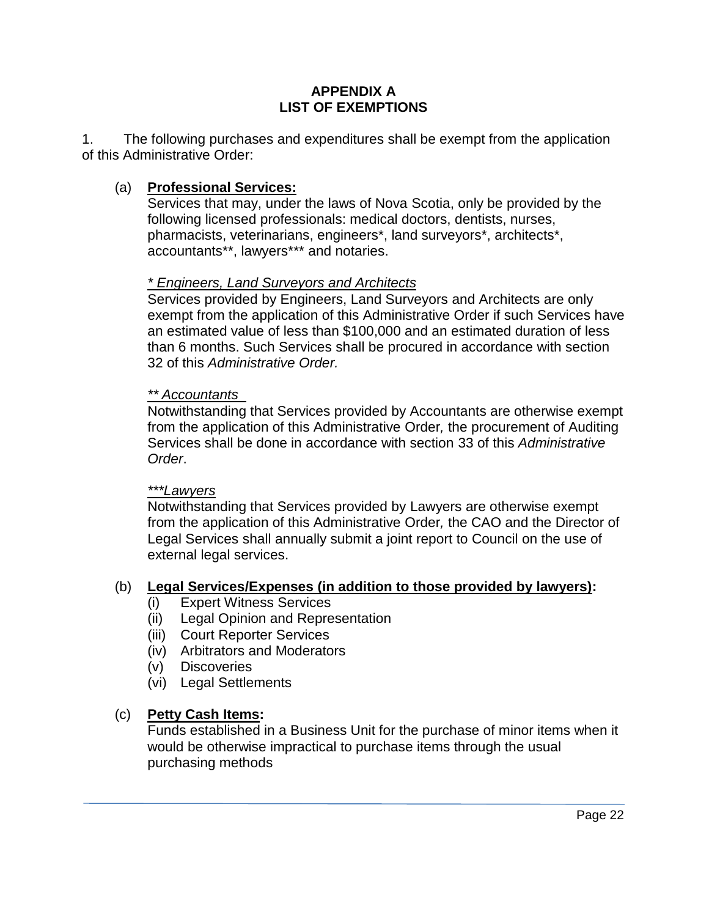# APPENDIX A
# LIST OF EXEMPTIONS

1. The following purchases and expenditures shall be exempt from the application of this Administrative Order:

(a) **Professional Services:**
Services that may, under the laws of Nova Scotia, only be provided by the following licensed professionals: medical doctors, dentists, nurses, pharmacists, veterinarians, engineers*, land surveyors*, architects*, accountants**, lawyers*** and notaries.

*\* Engineers, Land Surveyors and Architects*
Services provided by Engineers, Land Surveyors and Architects are only exempt from the application of this Administrative Order if such Services have an estimated value of less than $100,000 and an estimated duration of less than 6 months. Such Services shall be procured in accordance with section 32 of this *Administrative Order.*

*\*\* Accountants*
Notwithstanding that Services provided by Accountants are otherwise exempt from the application of this Administrative Order, the procurement of Auditing Services shall be done in accordance with section 33 of this *Administrative Order*.

*\*\*\*Lawyers*
Notwithstanding that Services provided by Lawyers are otherwise exempt from the application of this Administrative Order, the CAO and the Director of Legal Services shall annually submit a joint report to Council on the use of external legal services.

(b) **Legal Services/Expenses (in addition to those provided by lawyers):**
- (i) Expert Witness Services
- (ii) Legal Opinion and Representation
- (iii) Court Reporter Services
- (iv) Arbitrators and Moderators
- (v) Discoveries
- (vi) Legal Settlements

(c) **Petty Cash Items:**
Funds established in a Business Unit for the purchase of minor items when it would be otherwise impractical to purchase items through the usual purchasing methods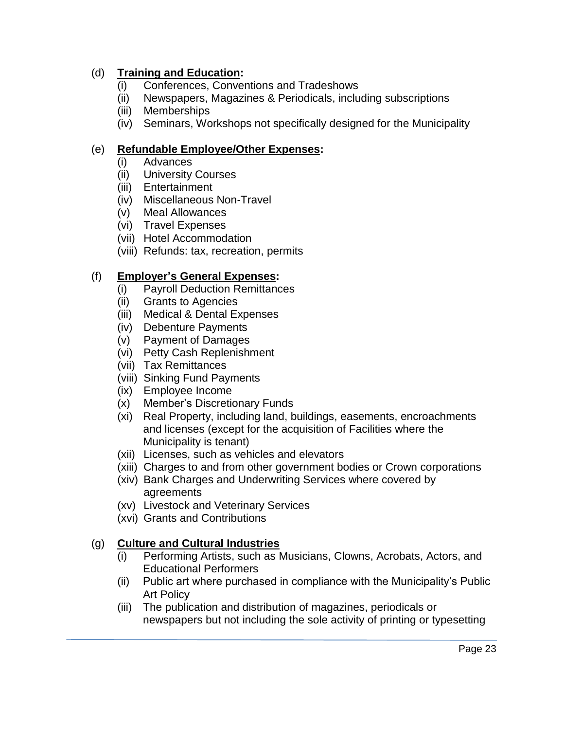(d) **<u>Training and Education</u>:**

- (i) Conferences, Conventions and Tradeshows
- (ii) Newspapers, Magazines & Periodicals, including subscriptions
- (iii) Memberships
- (iv) Seminars, Workshops not specifically designed for the Municipality

(e) **<u>Refundable Employee/Other Expenses</u>:**

- (i) Advances
- (ii) University Courses
- (iii) Entertainment
- (iv) Miscellaneous Non-Travel
- (v) Meal Allowances
- (vi) Travel Expenses
- (vii) Hotel Accommodation
- (viii) Refunds: tax, recreation, permits

(f) **<u>Employer's General Expenses</u>:**

- (i) Payroll Deduction Remittances
- (ii) Grants to Agencies
- (iii) Medical & Dental Expenses
- (iv) Debenture Payments
- (v) Payment of Damages
- (vi) Petty Cash Replenishment
- (vii) Tax Remittances
- (viii) Sinking Fund Payments
- (ix) Employee Income
- (x) Member's Discretionary Funds
- (xi) Real Property, including land, buildings, easements, encroachments and licenses (except for the acquisition of Facilities where the Municipality is tenant)
- (xii) Licenses, such as vehicles and elevators
- (xiii) Charges to and from other government bodies or Crown corporations
- (xiv) Bank Charges and Underwriting Services where covered by agreements
- (xv) Livestock and Veterinary Services
- (xvi) Grants and Contributions

(g) **<u>Culture and Cultural Industries</u>**

- (i) Performing Artists, such as Musicians, Clowns, Acrobats, Actors, and Educational Performers
- (ii) Public art where purchased in compliance with the Municipality's Public Art Policy
- (iii) The publication and distribution of magazines, periodicals or newspapers but not including the sole activity of printing or typesetting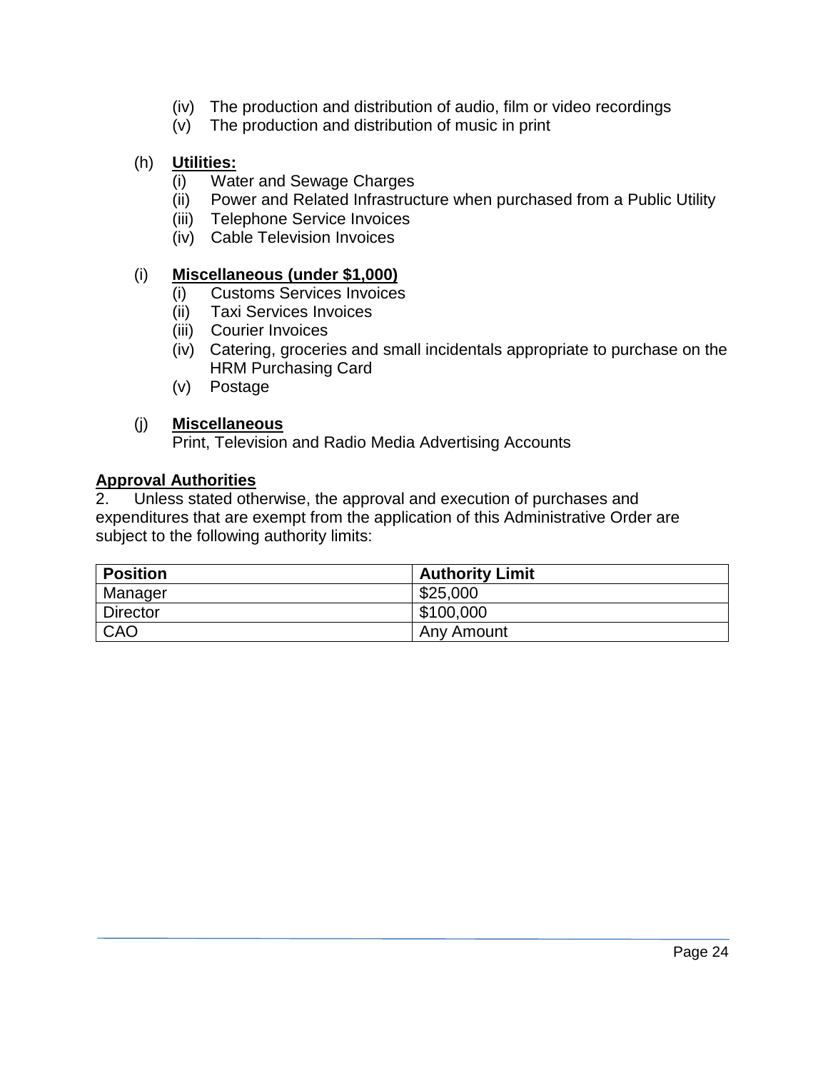(iv) The production and distribution of audio, film or video recordings
(v) The production and distribution of music in print

(h) **<u>Utilities:</u>**
 (i) Water and Sewage Charges
 (ii) Power and Related Infrastructure when purchased from a Public Utility
 (iii) Telephone Service Invoices
 (iv) Cable Television Invoices

(i) **<u>Miscellaneous (under $1,000)</u>**
 (i) Customs Services Invoices
 (ii) Taxi Services Invoices
 (iii) Courier Invoices
 (iv) Catering, groceries and small incidentals appropriate to purchase on the HRM Purchasing Card
 (v) Postage

(j) **<u>Miscellaneous</u>**
 Print, Television and Radio Media Advertising Accounts

**<u>Approval Authorities</u>**

2. Unless stated otherwise, the approval and execution of purchases and expenditures that are exempt from the application of this Administrative Order are subject to the following authority limits:

| Position | Authority Limit |
|---|---|
| Manager | $25,000 |
| Director | $100,000 |
| CAO | Any Amount |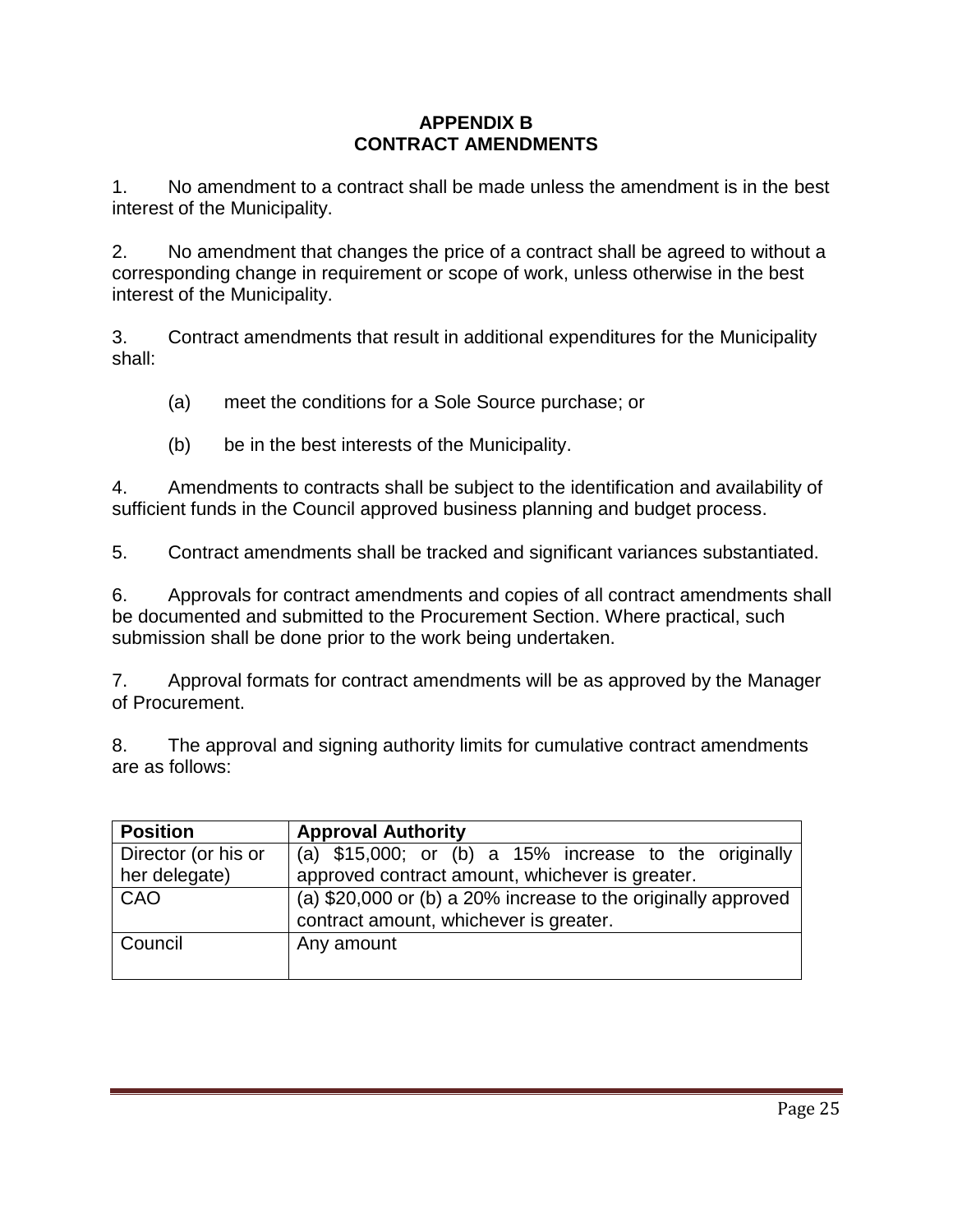# APPENDIX B
# CONTRACT AMENDMENTS

1. No amendment to a contract shall be made unless the amendment is in the best interest of the Municipality.

2. No amendment that changes the price of a contract shall be agreed to without a corresponding change in requirement or scope of work, unless otherwise in the best interest of the Municipality.

3. Contract amendments that result in additional expenditures for the Municipality shall:

   (a) meet the conditions for a Sole Source purchase; or

   (b) be in the best interests of the Municipality.

4. Amendments to contracts shall be subject to the identification and availability of sufficient funds in the Council approved business planning and budget process.

5. Contract amendments shall be tracked and significant variances substantiated.

6. Approvals for contract amendments and copies of all contract amendments shall be documented and submitted to the Procurement Section. Where practical, such submission shall be done prior to the work being undertaken.

7. Approval formats for contract amendments will be as approved by the Manager of Procurement.

8. The approval and signing authority limits for cumulative contract amendments are as follows:

| **Position** | **Approval Authority** |
|---|---|
| Director (or his or her delegate) | (a) $15,000; or (b) a 15% increase to the originally approved contract amount, whichever is greater. |
| CAO | (a) $20,000 or (b) a 20% increase to the originally approved contract amount, whichever is greater. |
| Council | Any amount |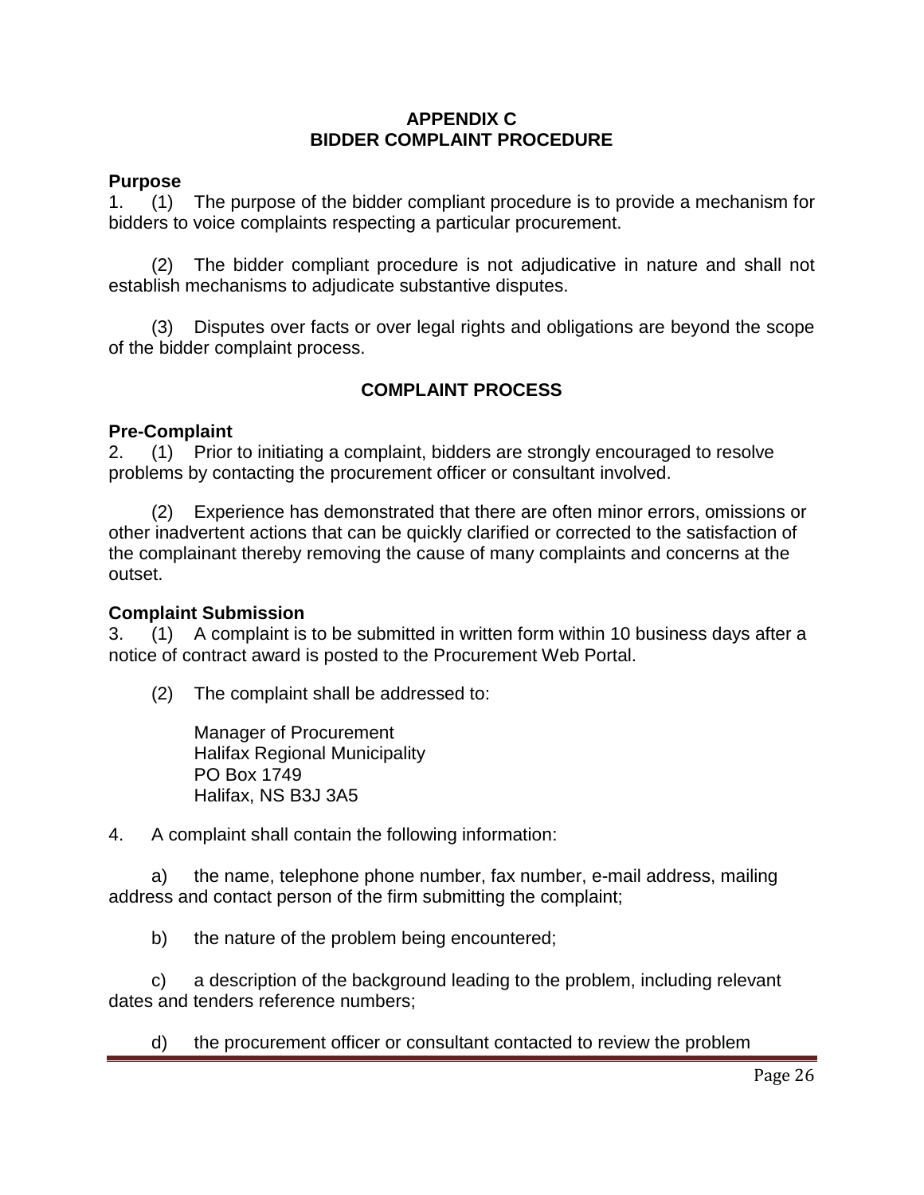# APPENDIX C
# BIDDER COMPLAINT PROCEDURE

**Purpose**

1. (1) The purpose of the bidder compliant procedure is to provide a mechanism for bidders to voice complaints respecting a particular procurement.

   (2) The bidder compliant procedure is not adjudicative in nature and shall not establish mechanisms to adjudicate substantive disputes.

   (3) Disputes over facts or over legal rights and obligations are beyond the scope of the bidder complaint process.

## COMPLAINT PROCESS

**Pre-Complaint**

2. (1) Prior to initiating a complaint, bidders are strongly encouraged to resolve problems by contacting the procurement officer or consultant involved.

   (2) Experience has demonstrated that there are often minor errors, omissions or other inadvertent actions that can be quickly clarified or corrected to the satisfaction of the complainant thereby removing the cause of many complaints and concerns at the outset.

**Complaint Submission**

3. (1) A complaint is to be submitted in written form within 10 business days after a notice of contract award is posted to the Procurement Web Portal.

   (2) The complaint shall be addressed to:

   Manager of Procurement
   Halifax Regional Municipality
   PO Box 1749
   Halifax, NS B3J 3A5

4. A complaint shall contain the following information:

   a) the name, telephone phone number, fax number, e-mail address, mailing address and contact person of the firm submitting the complaint;

   b) the nature of the problem being encountered;

   c) a description of the background leading to the problem, including relevant dates and tenders reference numbers;

   d) the procurement officer or consultant contacted to review the problem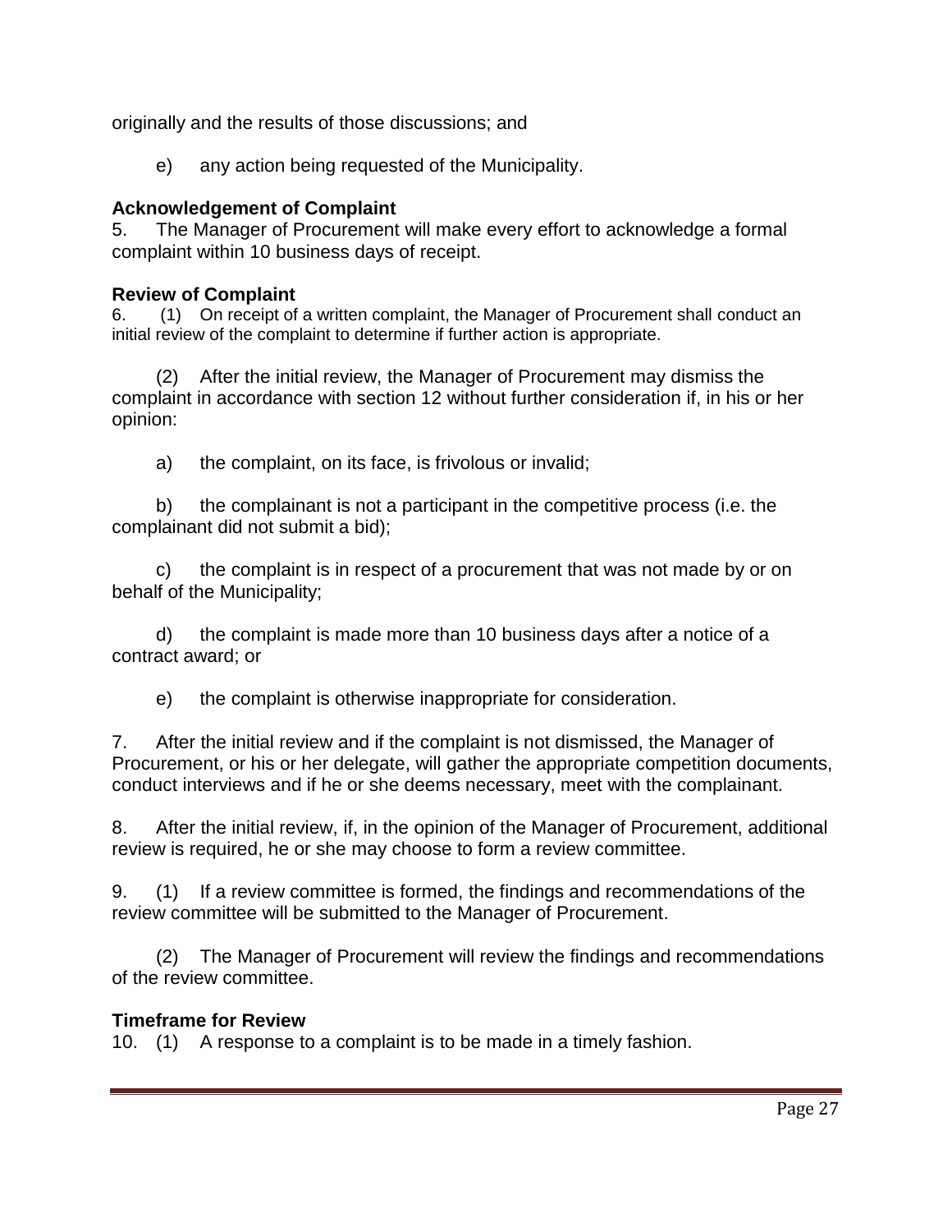originally and the results of those discussions; and

e) any action being requested of the Municipality.

**Acknowledgement of Complaint**

5. The Manager of Procurement will make every effort to acknowledge a formal complaint within 10 business days of receipt.

**Review of Complaint**

6. (1) On receipt of a written complaint, the Manager of Procurement shall conduct an initial review of the complaint to determine if further action is appropriate.

(2) After the initial review, the Manager of Procurement may dismiss the complaint in accordance with section 12 without further consideration if, in his or her opinion:

a) the complaint, on its face, is frivolous or invalid;

b) the complainant is not a participant in the competitive process (i.e. the complainant did not submit a bid);

c) the complaint is in respect of a procurement that was not made by or on behalf of the Municipality;

d) the complaint is made more than 10 business days after a notice of a contract award; or

e) the complaint is otherwise inappropriate for consideration.

7. After the initial review and if the complaint is not dismissed, the Manager of Procurement, or his or her delegate, will gather the appropriate competition documents, conduct interviews and if he or she deems necessary, meet with the complainant.

8. After the initial review, if, in the opinion of the Manager of Procurement, additional review is required, he or she may choose to form a review committee.

9. (1) If a review committee is formed, the findings and recommendations of the review committee will be submitted to the Manager of Procurement.

(2) The Manager of Procurement will review the findings and recommendations of the review committee.

**Timeframe for Review**

10. (1) A response to a complaint is to be made in a timely fashion.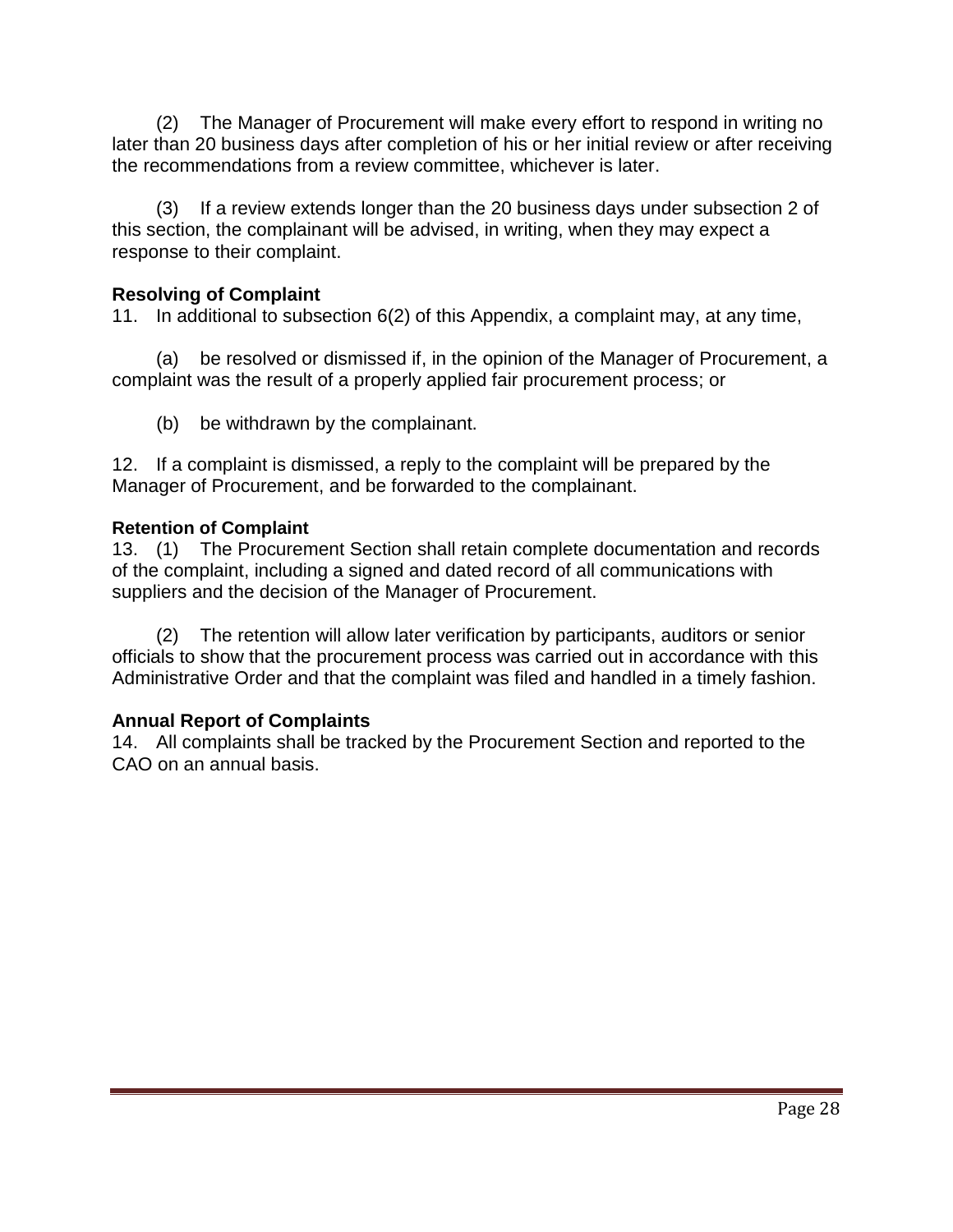(2) The Manager of Procurement will make every effort to respond in writing no later than 20 business days after completion of his or her initial review or after receiving the recommendations from a review committee, whichever is later.

(3) If a review extends longer than the 20 business days under subsection 2 of this section, the complainant will be advised, in writing, when they may expect a response to their complaint.

**Resolving of Complaint**

11. In additional to subsection 6(2) of this Appendix, a complaint may, at any time,

(a) be resolved or dismissed if, in the opinion of the Manager of Procurement, a complaint was the result of a properly applied fair procurement process; or

(b) be withdrawn by the complainant.

12. If a complaint is dismissed, a reply to the complaint will be prepared by the Manager of Procurement, and be forwarded to the complainant.

**Retention of Complaint**

13. (1) The Procurement Section shall retain complete documentation and records of the complaint, including a signed and dated record of all communications with suppliers and the decision of the Manager of Procurement.

(2) The retention will allow later verification by participants, auditors or senior officials to show that the procurement process was carried out in accordance with this Administrative Order and that the complaint was filed and handled in a timely fashion.

**Annual Report of Complaints**

14. All complaints shall be tracked by the Procurement Section and reported to the CAO on an annual basis.